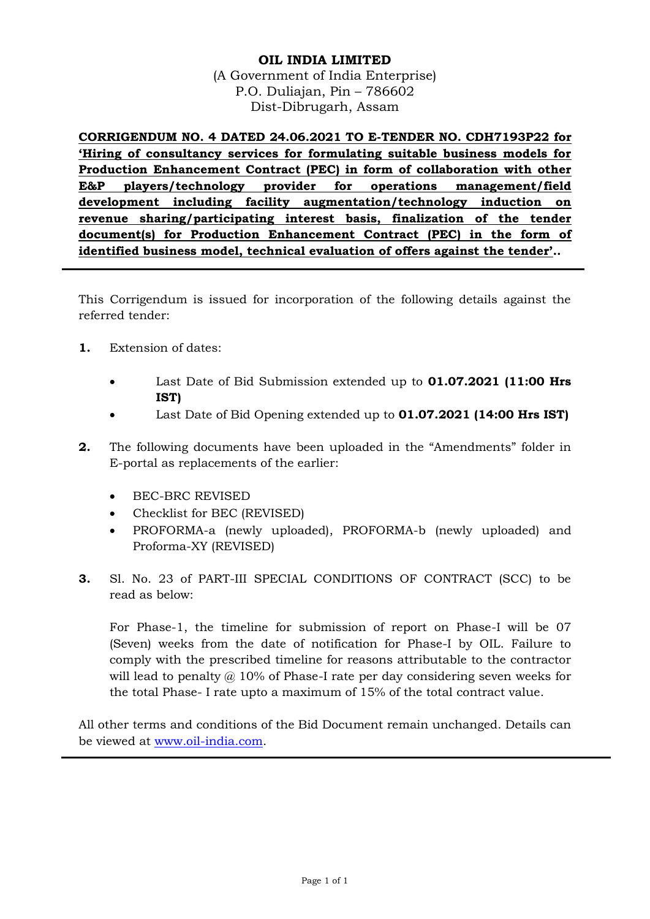**OIL INDIA LIMITED**
(A Government of India Enterprise)
P.O. Duliajan, Pin – 786602
Dist-Dibrugarh, Assam

**CORRIGENDUM NO. 4 DATED 24.06.2021 TO E-TENDER NO. CDH7193P22 for 'Hiring of consultancy services for formulating suitable business models for Production Enhancement Contract (PEC) in form of collaboration with other E&P players/technology provider for operations management/field development including facility augmentation/technology induction on revenue sharing/participating interest basis, finalization of the tender document(s) for Production Enhancement Contract (PEC) in the form of identified business model, technical evaluation of offers against the tender'..**

---

This Corrigendum is issued for incorporation of the following details against the referred tender:

**1.** Extension of dates:

- Last Date of Bid Submission extended up to **01.07.2021 (11:00 Hrs IST)**
- Last Date of Bid Opening extended up to **01.07.2021 (14:00 Hrs IST)**

**2.** The following documents have been uploaded in the "Amendments" folder in E-portal as replacements of the earlier:

- BEC-BRC REVISED
- Checklist for BEC (REVISED)
- PROFORMA-a (newly uploaded), PROFORMA-b (newly uploaded) and Proforma-XY (REVISED)

**3.** Sl. No. 23 of PART-III SPECIAL CONDITIONS OF CONTRACT (SCC) to be read as below:

For Phase-1, the timeline for submission of report on Phase-I will be 07 (Seven) weeks from the date of notification for Phase-I by OIL. Failure to comply with the prescribed timeline for reasons attributable to the contractor will lead to penalty @ 10% of Phase-I rate per day considering seven weeks for the total Phase- I rate upto a maximum of 15% of the total contract value.

All other terms and conditions of the Bid Document remain unchanged. Details can be viewed at www.oil-india.com.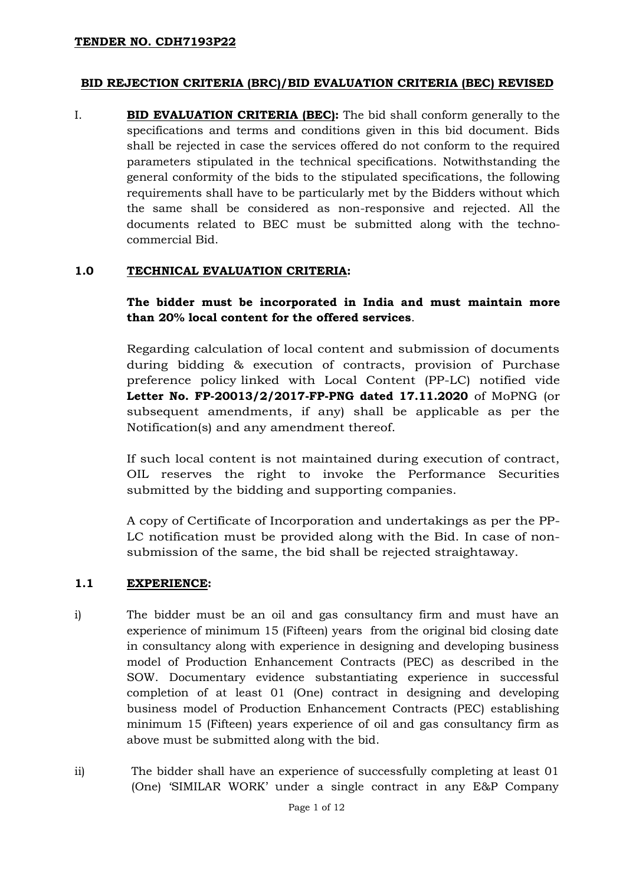**TENDER NO. CDH7193P22**

**BID REJECTION CRITERIA (BRC)/BID EVALUATION CRITERIA (BEC) REVISED**

I. **BID EVALUATION CRITERIA (BEC):** The bid shall conform generally to the specifications and terms and conditions given in this bid document. Bids shall be rejected in case the services offered do not conform to the required parameters stipulated in the technical specifications. Notwithstanding the general conformity of the bids to the stipulated specifications, the following requirements shall have to be particularly met by the Bidders without which the same shall be considered as non-responsive and rejected. All the documents related to BEC must be submitted along with the techno-commercial Bid.

**1.0 TECHNICAL EVALUATION CRITERIA:**

**The bidder must be incorporated in India and must maintain more than 20% local content for the offered services**.

Regarding calculation of local content and submission of documents during bidding & execution of contracts, provision of Purchase preference policy linked with Local Content (PP-LC) notified vide **Letter No. FP-20013/2/2017-FP-PNG dated 17.11.2020** of MoPNG (or subsequent amendments, if any) shall be applicable as per the Notification(s) and any amendment thereof.

If such local content is not maintained during execution of contract, OIL reserves the right to invoke the Performance Securities submitted by the bidding and supporting companies.

A copy of Certificate of Incorporation and undertakings as per the PP-LC notification must be provided along with the Bid. In case of non-submission of the same, the bid shall be rejected straightaway.

**1.1 EXPERIENCE:**

i) The bidder must be an oil and gas consultancy firm and must have an experience of minimum 15 (Fifteen) years from the original bid closing date in consultancy along with experience in designing and developing business model of Production Enhancement Contracts (PEC) as described in the SOW. Documentary evidence substantiating experience in successful completion of at least 01 (One) contract in designing and developing business model of Production Enhancement Contracts (PEC) establishing minimum 15 (Fifteen) years experience of oil and gas consultancy firm as above must be submitted along with the bid.

ii) The bidder shall have an experience of successfully completing at least 01 (One) 'SIMILAR WORK' under a single contract in any E&P Company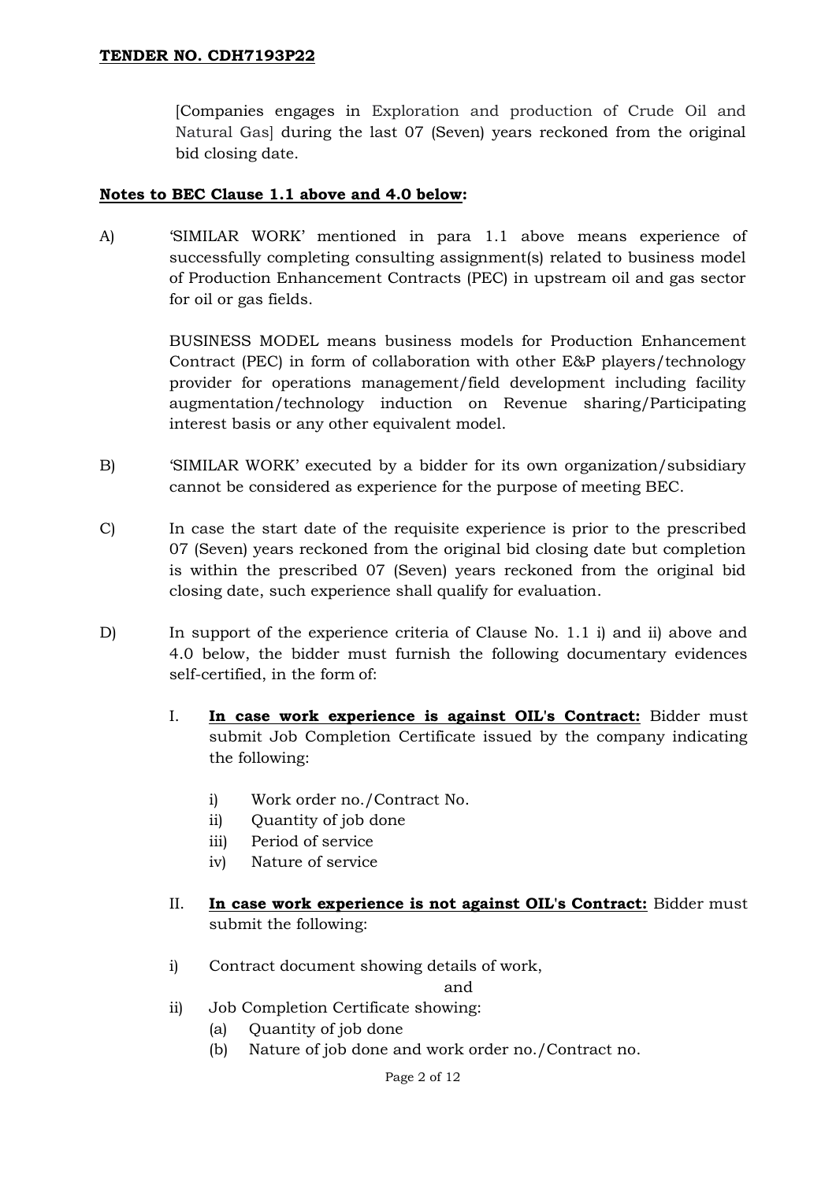[Companies engages in Exploration and production of Crude Oil and Natural Gas] during the last 07 (Seven) years reckoned from the original bid closing date.

**Notes to BEC Clause 1.1 above and 4.0 below:**

A) 'SIMILAR WORK' mentioned in para 1.1 above means experience of successfully completing consulting assignment(s) related to business model of Production Enhancement Contracts (PEC) in upstream oil and gas sector for oil or gas fields.

BUSINESS MODEL means business models for Production Enhancement Contract (PEC) in form of collaboration with other E&P players/technology provider for operations management/field development including facility augmentation/technology induction on Revenue sharing/Participating interest basis or any other equivalent model.

B) 'SIMILAR WORK' executed by a bidder for its own organization/subsidiary cannot be considered as experience for the purpose of meeting BEC.

C) In case the start date of the requisite experience is prior to the prescribed 07 (Seven) years reckoned from the original bid closing date but completion is within the prescribed 07 (Seven) years reckoned from the original bid closing date, such experience shall qualify for evaluation.

D) In support of the experience criteria of Clause No. 1.1 i) and ii) above and 4.0 below, the bidder must furnish the following documentary evidences self-certified, in the form of:

I. **In case work experience is against OIL's Contract:** Bidder must submit Job Completion Certificate issued by the company indicating the following:

   i) Work order no./Contract No.
   ii) Quantity of job done
   iii) Period of service
   iv) Nature of service

II. **In case work experience is not against OIL's Contract:** Bidder must submit the following:

i) Contract document showing details of work,

and

ii) Job Completion Certificate showing:
   (a) Quantity of job done
   (b) Nature of job done and work order no./Contract no.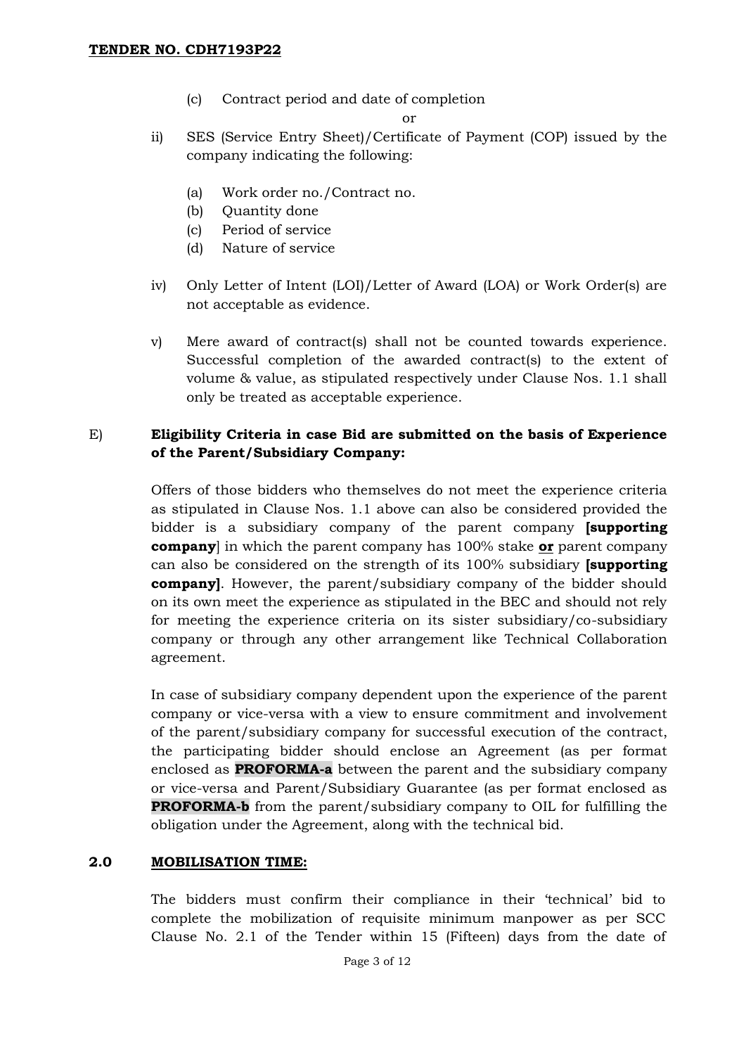(c) Contract period and date of completion

or

ii) SES (Service Entry Sheet)/Certificate of Payment (COP) issued by the company indicating the following:

(a) Work order no./Contract no.
(b) Quantity done
(c) Period of service
(d) Nature of service

iv) Only Letter of Intent (LOI)/Letter of Award (LOA) or Work Order(s) are not acceptable as evidence.

v) Mere award of contract(s) shall not be counted towards experience. Successful completion of the awarded contract(s) to the extent of volume & value, as stipulated respectively under Clause Nos. 1.1 shall only be treated as acceptable experience.

E) **Eligibility Criteria in case Bid are submitted on the basis of Experience of the Parent/Subsidiary Company:**

Offers of those bidders who themselves do not meet the experience criteria as stipulated in Clause Nos. 1.1 above can also be considered provided the bidder is a subsidiary company of the parent company **[supporting company**] in which the parent company has 100% stake **or** parent company can also be considered on the strength of its 100% subsidiary **[supporting company]**. However, the parent/subsidiary company of the bidder should on its own meet the experience as stipulated in the BEC and should not rely for meeting the experience criteria on its sister subsidiary/co-subsidiary company or through any other arrangement like Technical Collaboration agreement.

In case of subsidiary company dependent upon the experience of the parent company or vice-versa with a view to ensure commitment and involvement of the parent/subsidiary company for successful execution of the contract, the participating bidder should enclose an Agreement (as per format enclosed as **PROFORMA-a** between the parent and the subsidiary company or vice-versa and Parent/Subsidiary Guarantee (as per format enclosed as **PROFORMA-b** from the parent/subsidiary company to OIL for fulfilling the obligation under the Agreement, along with the technical bid.

## 2.0 MOBILISATION TIME:

The bidders must confirm their compliance in their 'technical' bid to complete the mobilization of requisite minimum manpower as per SCC Clause No. 2.1 of the Tender within 15 (Fifteen) days from the date of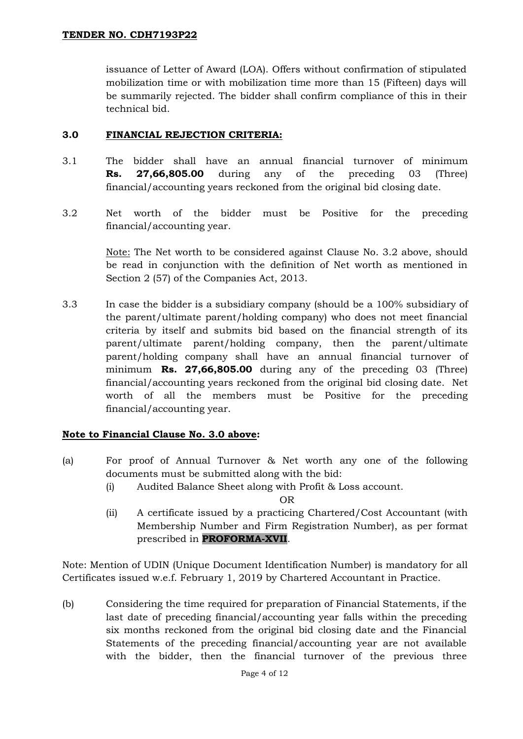issuance of Letter of Award (LOA). Offers without confirmation of stipulated mobilization time or with mobilization time more than 15 (Fifteen) days will be summarily rejected. The bidder shall confirm compliance of this in their technical bid.

## 3.0 FINANCIAL REJECTION CRITERIA:

3.1 The bidder shall have an annual financial turnover of minimum **Rs. 27,66,805.00** during any of the preceding 03 (Three) financial/accounting years reckoned from the original bid closing date.

3.2 Net worth of the bidder must be Positive for the preceding financial/accounting year.

Note: The Net worth to be considered against Clause No. 3.2 above, should be read in conjunction with the definition of Net worth as mentioned in Section 2 (57) of the Companies Act, 2013.

3.3 In case the bidder is a subsidiary company (should be a 100% subsidiary of the parent/ultimate parent/holding company) who does not meet financial criteria by itself and submits bid based on the financial strength of its parent/ultimate parent/holding company, then the parent/ultimate parent/holding company shall have an annual financial turnover of minimum **Rs. 27,66,805.00** during any of the preceding 03 (Three) financial/accounting years reckoned from the original bid closing date. Net worth of all the members must be Positive for the preceding financial/accounting year.

**Note to Financial Clause No. 3.0 above:**

(a) For proof of Annual Turnover & Net worth any one of the following documents must be submitted along with the bid:

- (i) Audited Balance Sheet along with Profit & Loss account.

  OR

- (ii) A certificate issued by a practicing Chartered/Cost Accountant (with Membership Number and Firm Registration Number), as per format prescribed in **PROFORMA-XVII**.

Note: Mention of UDIN (Unique Document Identification Number) is mandatory for all Certificates issued w.e.f. February 1, 2019 by Chartered Accountant in Practice.

(b) Considering the time required for preparation of Financial Statements, if the last date of preceding financial/accounting year falls within the preceding six months reckoned from the original bid closing date and the Financial Statements of the preceding financial/accounting year are not available with the bidder, then the financial turnover of the previous three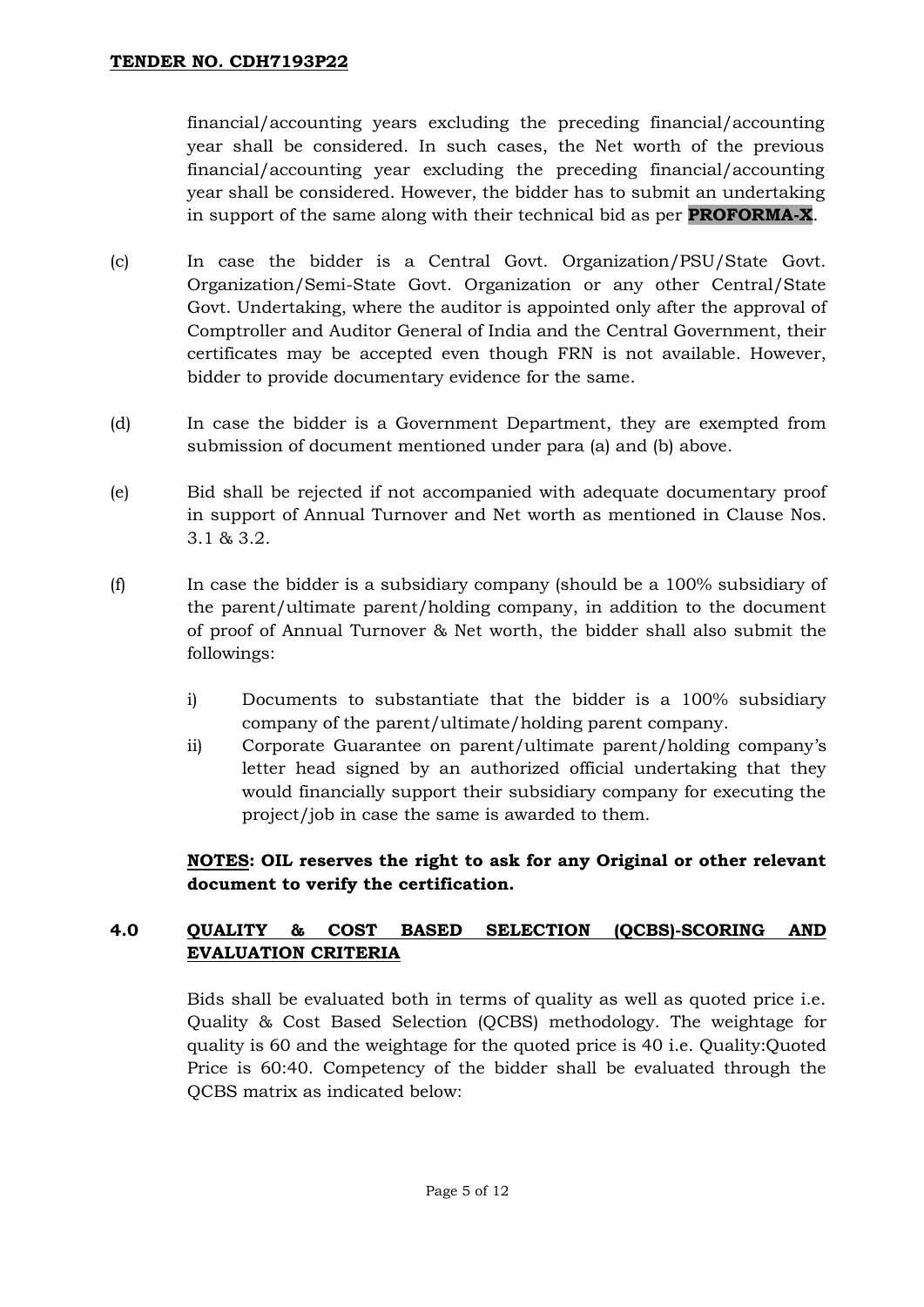financial/accounting years excluding the preceding financial/accounting year shall be considered. In such cases, the Net worth of the previous financial/accounting year excluding the preceding financial/accounting year shall be considered. However, the bidder has to submit an undertaking in support of the same along with their technical bid as per **PROFORMA-X**.

(c) In case the bidder is a Central Govt. Organization/PSU/State Govt. Organization/Semi-State Govt. Organization or any other Central/State Govt. Undertaking, where the auditor is appointed only after the approval of Comptroller and Auditor General of India and the Central Government, their certificates may be accepted even though FRN is not available. However, bidder to provide documentary evidence for the same.

(d) In case the bidder is a Government Department, they are exempted from submission of document mentioned under para (a) and (b) above.

(e) Bid shall be rejected if not accompanied with adequate documentary proof in support of Annual Turnover and Net worth as mentioned in Clause Nos. 3.1 & 3.2.

(f) In case the bidder is a subsidiary company (should be a 100% subsidiary of the parent/ultimate parent/holding company, in addition to the document of proof of Annual Turnover & Net worth, the bidder shall also submit the followings:

i) Documents to substantiate that the bidder is a 100% subsidiary company of the parent/ultimate/holding parent company.

ii) Corporate Guarantee on parent/ultimate parent/holding company's letter head signed by an authorized official undertaking that they would financially support their subsidiary company for executing the project/job in case the same is awarded to them.

**<u>NOTES</u>: OIL reserves the right to ask for any Original or other relevant document to verify the certification.**

## 4.0 <u>QUALITY & COST BASED SELECTION (QCBS)-SCORING AND EVALUATION CRITERIA</u>

Bids shall be evaluated both in terms of quality as well as quoted price i.e. Quality & Cost Based Selection (QCBS) methodology. The weightage for quality is 60 and the weightage for the quoted price is 40 i.e. Quality:Quoted Price is 60:40. Competency of the bidder shall be evaluated through the QCBS matrix as indicated below: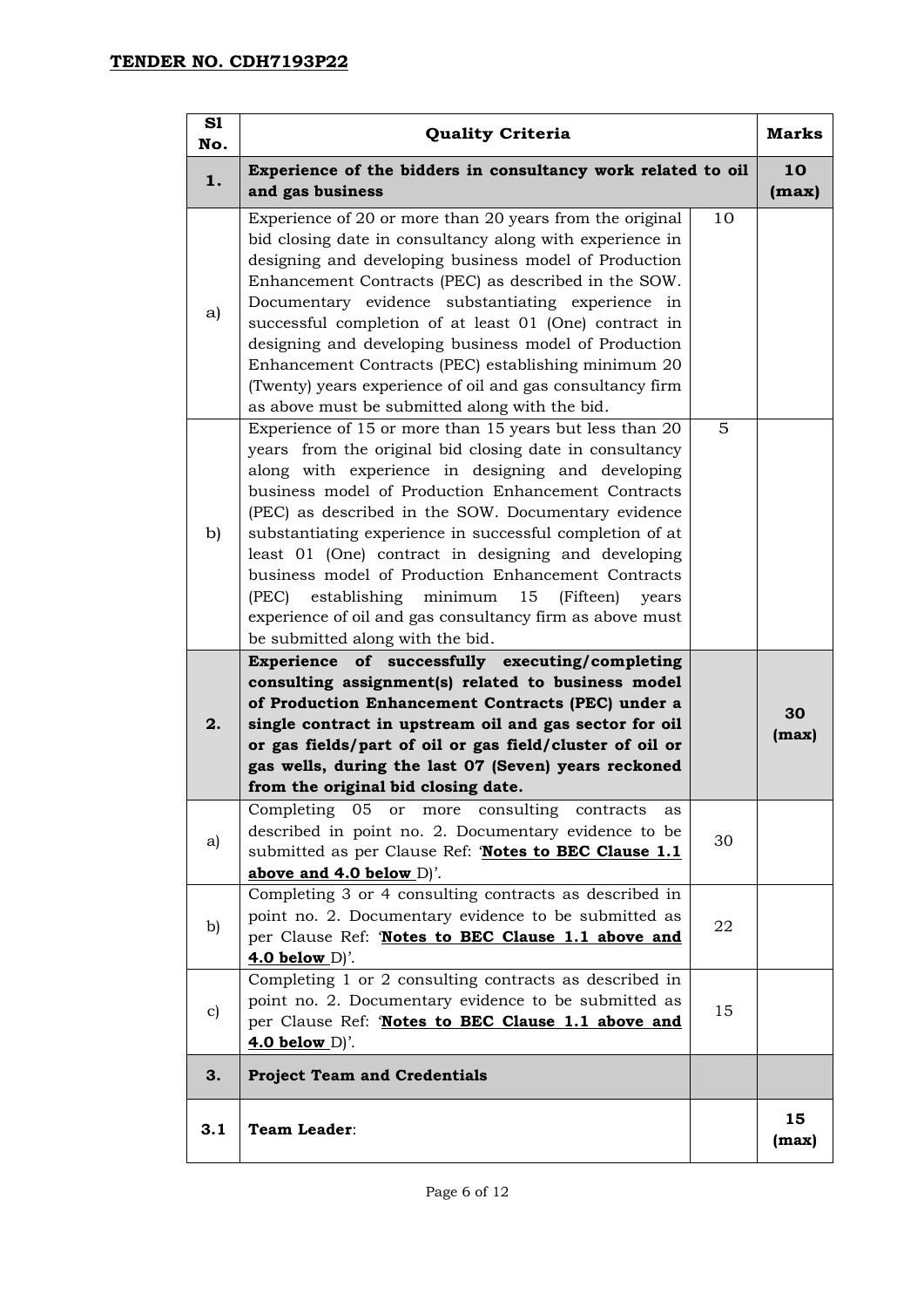**TENDER NO. CDH7193P22**

| Sl No. | Quality Criteria | | Marks |
|---|---|---|---|
| **1.** | **Experience of the bidders in consultancy work related to oil and gas business** | | **10 (max)** |
| a) | Experience of 20 or more than 20 years from the original bid closing date in consultancy along with experience in designing and developing business model of Production Enhancement Contracts (PEC) as described in the SOW. Documentary evidence substantiating experience in successful completion of at least 01 (One) contract in designing and developing business model of Production Enhancement Contracts (PEC) establishing minimum 20 (Twenty) years experience of oil and gas consultancy firm as above must be submitted along with the bid. | 10 | |
| b) | Experience of 15 or more than 15 years but less than 20 years from the original bid closing date in consultancy along with experience in designing and developing business model of Production Enhancement Contracts (PEC) as described in the SOW. Documentary evidence substantiating experience in successful completion of at least 01 (One) contract in designing and developing business model of Production Enhancement Contracts (PEC) establishing minimum 15 (Fifteen) years experience of oil and gas consultancy firm as above must be submitted along with the bid. | 5 | |
| **2.** | **Experience of successfully executing/completing consulting assignment(s) related to business model of Production Enhancement Contracts (PEC) under a single contract in upstream oil and gas sector for oil or gas fields/part of oil or gas field/cluster of oil or gas wells, during the last 07 (Seven) years reckoned from the original bid closing date.** | | **30 (max)** |
| a) | Completing 05 or more consulting contracts as described in point no. 2. Documentary evidence to be submitted as per Clause Ref: '**Notes to BEC Clause 1.1 above and 4.0 below** D)'. | 30 | |
| b) | Completing 3 or 4 consulting contracts as described in point no. 2. Documentary evidence to be submitted as per Clause Ref: '**Notes to BEC Clause 1.1 above and 4.0 below** D)'. | 22 | |
| c) | Completing 1 or 2 consulting contracts as described in point no. 2. Documentary evidence to be submitted as per Clause Ref: '**Notes to BEC Clause 1.1 above and 4.0 below** D)'. | 15 | |
| **3.** | **Project Team and Credentials** | | |
| **3.1** | **Team Leader**: | | **15 (max)** |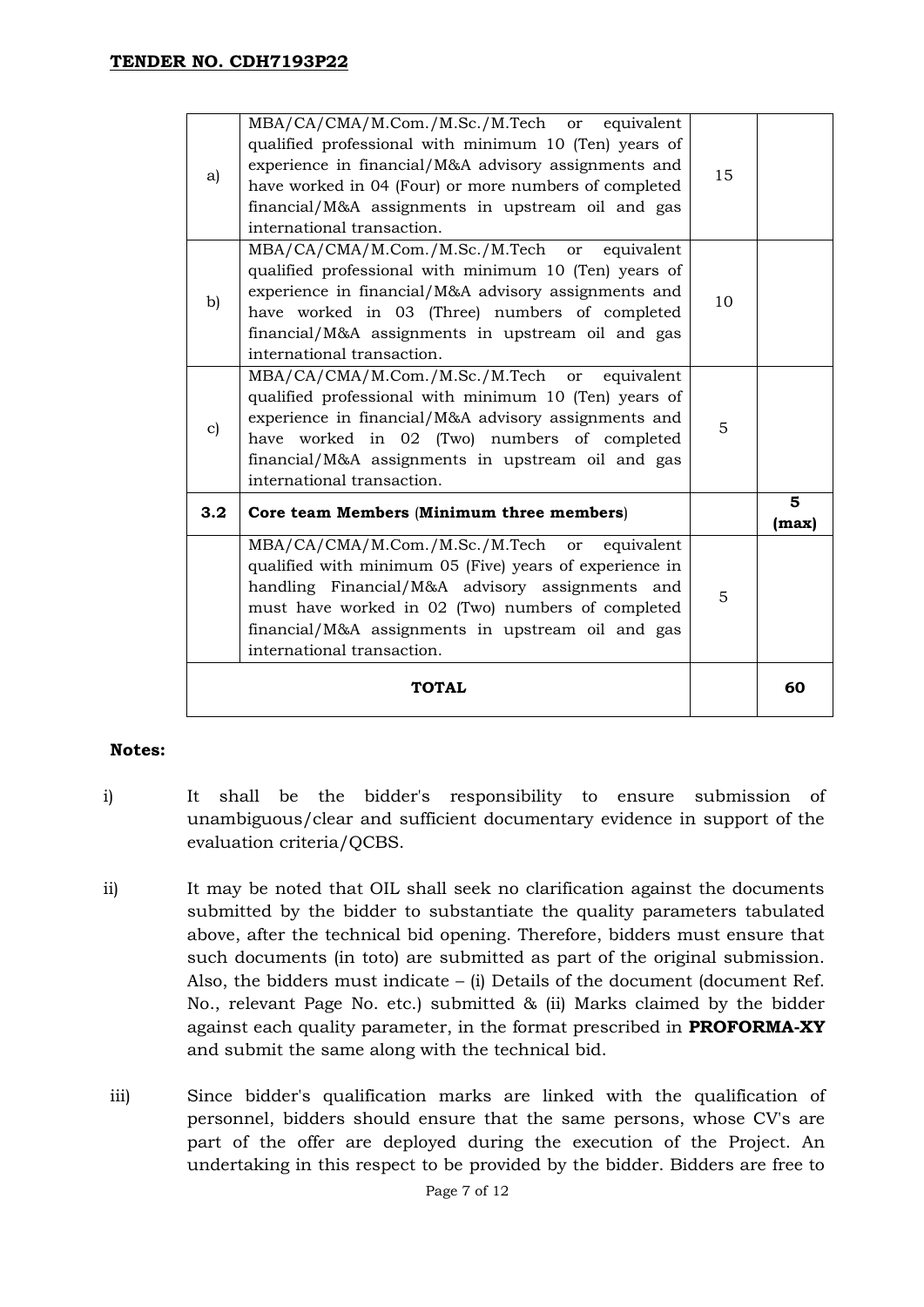| | | | |
|---|---|---|---|
| a) | MBA/CA/CMA/M.Com./M.Sc./M.Tech or equivalent qualified professional with minimum 10 (Ten) years of experience in financial/M&A advisory assignments and have worked in 04 (Four) or more numbers of completed financial/M&A assignments in upstream oil and gas international transaction. | 15 | |
| b) | MBA/CA/CMA/M.Com./M.Sc./M.Tech or equivalent qualified professional with minimum 10 (Ten) years of experience in financial/M&A advisory assignments and have worked in 03 (Three) numbers of completed financial/M&A assignments in upstream oil and gas international transaction. | 10 | |
| c) | MBA/CA/CMA/M.Com./M.Sc./M.Tech or equivalent qualified professional with minimum 10 (Ten) years of experience in financial/M&A advisory assignments and have worked in 02 (Two) numbers of completed financial/M&A assignments in upstream oil and gas international transaction. | 5 | |
| **3.2** | **Core team Members (Minimum three members)** | | **5 (max)** |
| | MBA/CA/CMA/M.Com./M.Sc./M.Tech or equivalent qualified with minimum 05 (Five) years of experience in handling Financial/M&A advisory assignments and must have worked in 02 (Two) numbers of completed financial/M&A assignments in upstream oil and gas international transaction. | 5 | |
| | **TOTAL** | | **60** |

**Notes:**

i) It shall be the bidder's responsibility to ensure submission of unambiguous/clear and sufficient documentary evidence in support of the evaluation criteria/QCBS.

ii) It may be noted that OIL shall seek no clarification against the documents submitted by the bidder to substantiate the quality parameters tabulated above, after the technical bid opening. Therefore, bidders must ensure that such documents (in toto) are submitted as part of the original submission. Also, the bidders must indicate – (i) Details of the document (document Ref. No., relevant Page No. etc.) submitted & (ii) Marks claimed by the bidder against each quality parameter, in the format prescribed in **PROFORMA-XY** and submit the same along with the technical bid.

iii) Since bidder's qualification marks are linked with the qualification of personnel, bidders should ensure that the same persons, whose CV's are part of the offer are deployed during the execution of the Project. An undertaking in this respect to be provided by the bidder. Bidders are free to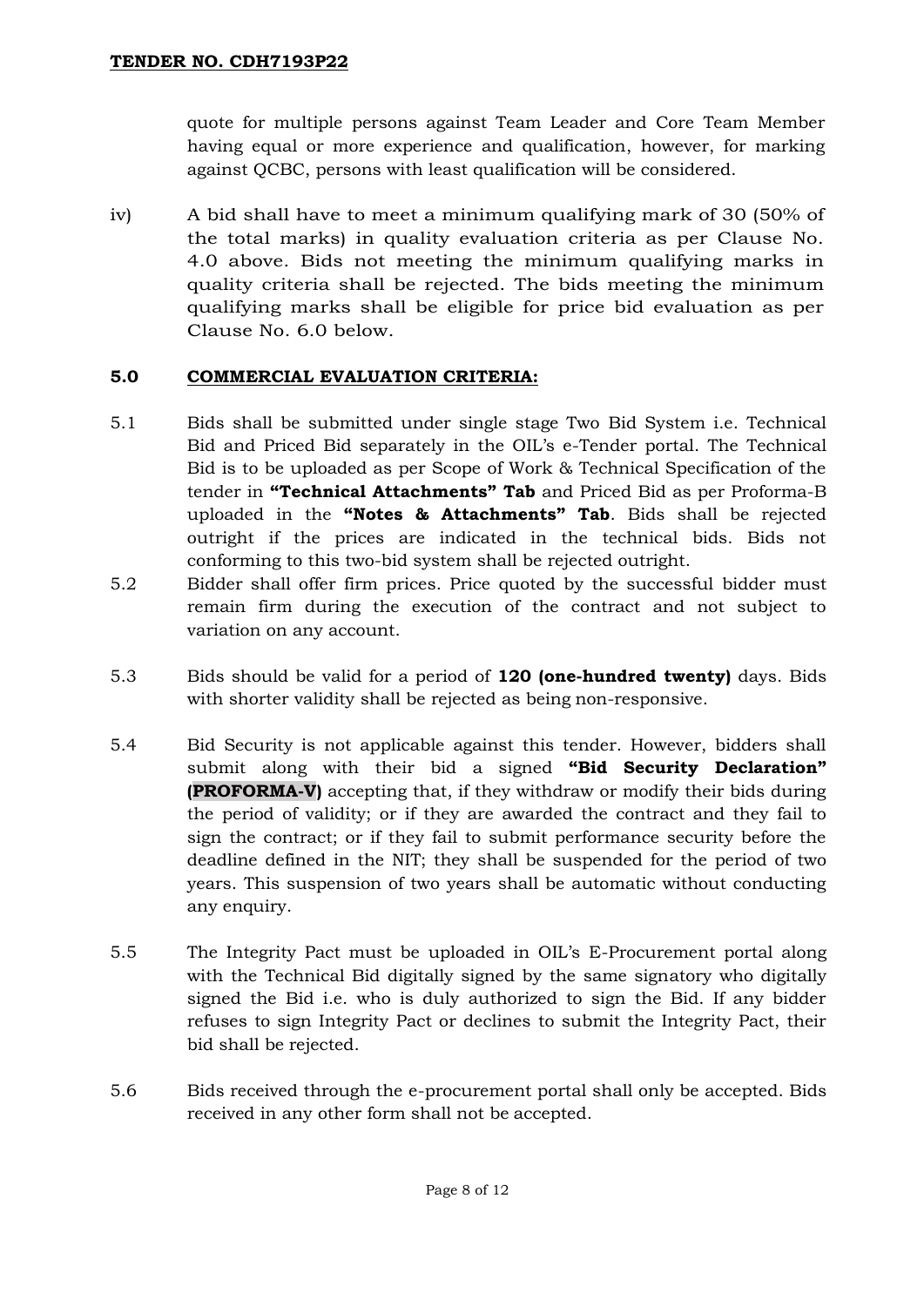quote for multiple persons against Team Leader and Core Team Member having equal or more experience and qualification, however, for marking against QCBC, persons with least qualification will be considered.

iv) A bid shall have to meet a minimum qualifying mark of 30 (50% of the total marks) in quality evaluation criteria as per Clause No. 4.0 above. Bids not meeting the minimum qualifying marks in quality criteria shall be rejected. The bids meeting the minimum qualifying marks shall be eligible for price bid evaluation as per Clause No. 6.0 below.

## 5.0 COMMERCIAL EVALUATION CRITERIA:

5.1 Bids shall be submitted under single stage Two Bid System i.e. Technical Bid and Priced Bid separately in the OIL's e-Tender portal. The Technical Bid is to be uploaded as per Scope of Work & Technical Specification of the tender in **"Technical Attachments" Tab** and Priced Bid as per Proforma-B uploaded in the **"Notes & Attachments" Tab**. Bids shall be rejected outright if the prices are indicated in the technical bids. Bids not conforming to this two-bid system shall be rejected outright.

5.2 Bidder shall offer firm prices. Price quoted by the successful bidder must remain firm during the execution of the contract and not subject to variation on any account.

5.3 Bids should be valid for a period of **120 (one-hundred twenty)** days. Bids with shorter validity shall be rejected as being non-responsive.

5.4 Bid Security is not applicable against this tender. However, bidders shall submit along with their bid a signed **"Bid Security Declaration" (PROFORMA-V)** accepting that, if they withdraw or modify their bids during the period of validity; or if they are awarded the contract and they fail to sign the contract; or if they fail to submit performance security before the deadline defined in the NIT; they shall be suspended for the period of two years. This suspension of two years shall be automatic without conducting any enquiry.

5.5 The Integrity Pact must be uploaded in OIL's E-Procurement portal along with the Technical Bid digitally signed by the same signatory who digitally signed the Bid i.e. who is duly authorized to sign the Bid. If any bidder refuses to sign Integrity Pact or declines to submit the Integrity Pact, their bid shall be rejected.

5.6 Bids received through the e-procurement portal shall only be accepted. Bids received in any other form shall not be accepted.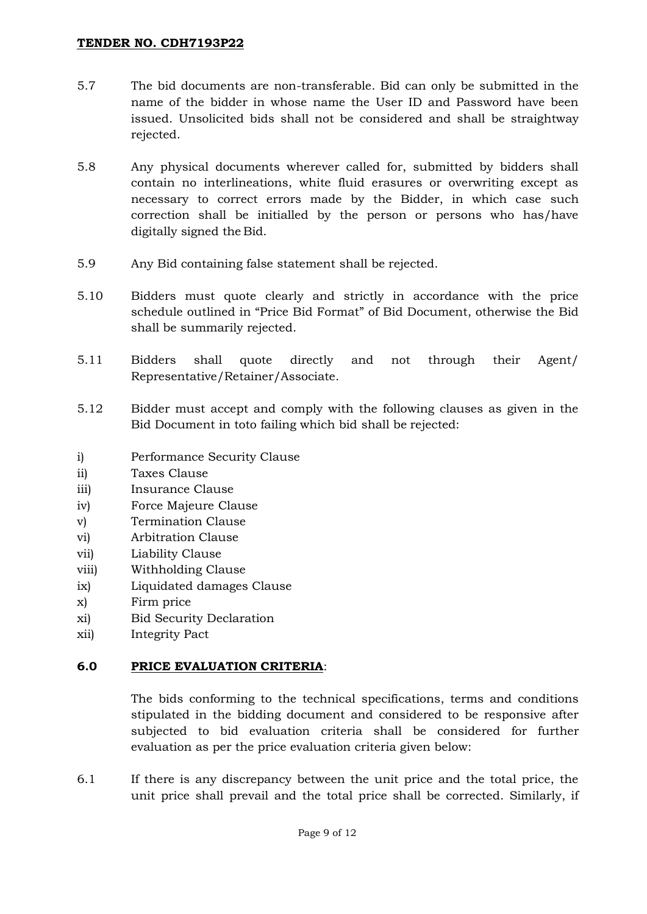5.7 The bid documents are non-transferable. Bid can only be submitted in the name of the bidder in whose name the User ID and Password have been issued. Unsolicited bids shall not be considered and shall be straightway rejected.

5.8 Any physical documents wherever called for, submitted by bidders shall contain no interlineations, white fluid erasures or overwriting except as necessary to correct errors made by the Bidder, in which case such correction shall be initialled by the person or persons who has/have digitally signed the Bid.

5.9 Any Bid containing false statement shall be rejected.

5.10 Bidders must quote clearly and strictly in accordance with the price schedule outlined in "Price Bid Format" of Bid Document, otherwise the Bid shall be summarily rejected.

5.11 Bidders shall quote directly and not through their Agent/ Representative/Retainer/Associate.

5.12 Bidder must accept and comply with the following clauses as given in the Bid Document in toto failing which bid shall be rejected:

i) Performance Security Clause
ii) Taxes Clause
iii) Insurance Clause
iv) Force Majeure Clause
v) Termination Clause
vi) Arbitration Clause
vii) Liability Clause
viii) Withholding Clause
ix) Liquidated damages Clause
x) Firm price
xi) Bid Security Declaration
xii) Integrity Pact

**6.0 PRICE EVALUATION CRITERIA**:

The bids conforming to the technical specifications, terms and conditions stipulated in the bidding document and considered to be responsive after subjected to bid evaluation criteria shall be considered for further evaluation as per the price evaluation criteria given below:

6.1 If there is any discrepancy between the unit price and the total price, the unit price shall prevail and the total price shall be corrected. Similarly, if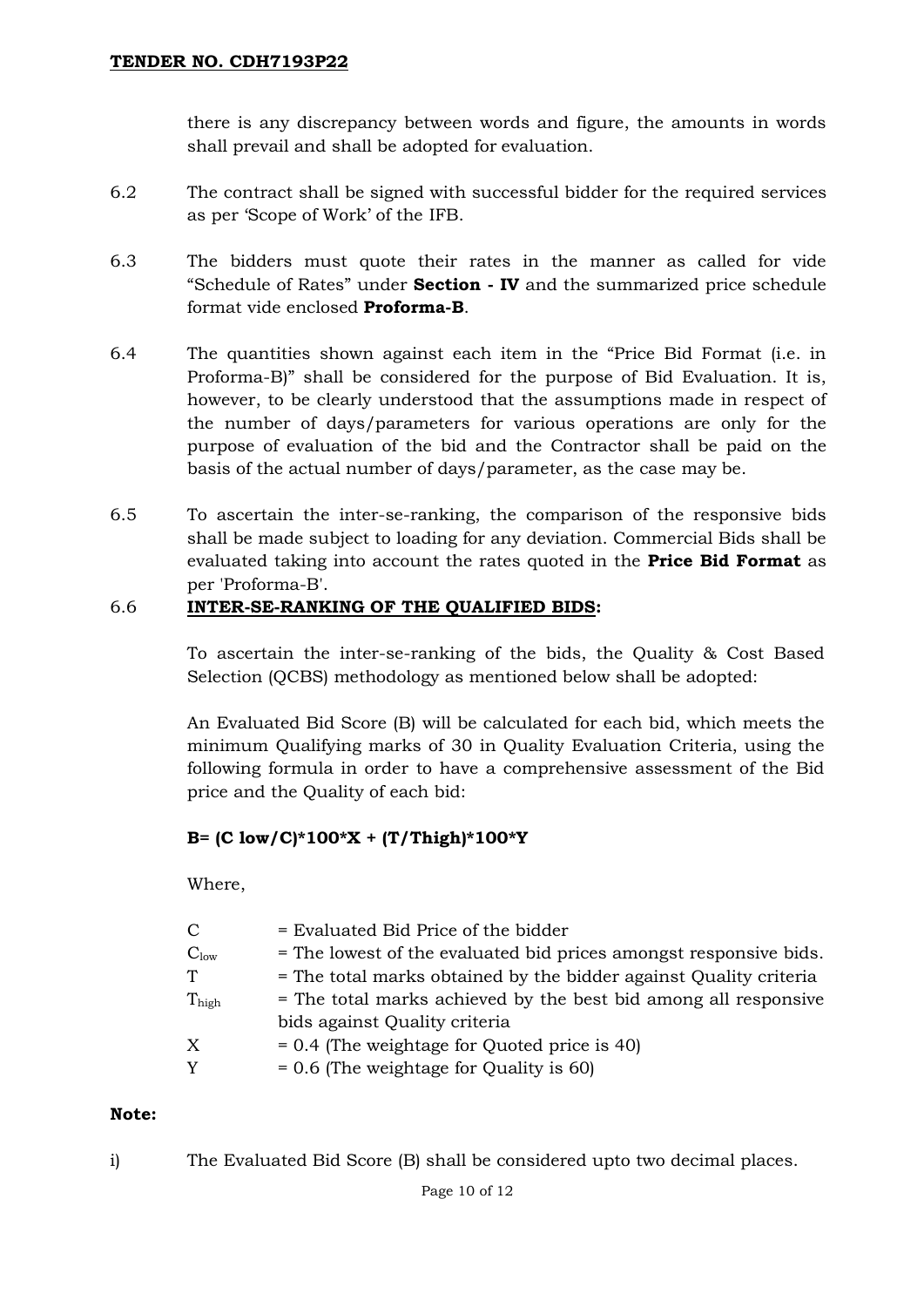there is any discrepancy between words and figure, the amounts in words shall prevail and shall be adopted for evaluation.

6.2 The contract shall be signed with successful bidder for the required services as per 'Scope of Work' of the IFB.

6.3 The bidders must quote their rates in the manner as called for vide "Schedule of Rates" under **Section - IV** and the summarized price schedule format vide enclosed **Proforma-B**.

6.4 The quantities shown against each item in the "Price Bid Format (i.e. in Proforma-B)" shall be considered for the purpose of Bid Evaluation. It is, however, to be clearly understood that the assumptions made in respect of the number of days/parameters for various operations are only for the purpose of evaluation of the bid and the Contractor shall be paid on the basis of the actual number of days/parameter, as the case may be.

6.5 To ascertain the inter-se-ranking, the comparison of the responsive bids shall be made subject to loading for any deviation. Commercial Bids shall be evaluated taking into account the rates quoted in the **Price Bid Format** as per 'Proforma-B'.

6.6 **INTER-SE-RANKING OF THE QUALIFIED BIDS:**

To ascertain the inter-se-ranking of the bids, the Quality & Cost Based Selection (QCBS) methodology as mentioned below shall be adopted:

An Evaluated Bid Score (B) will be calculated for each bid, which meets the minimum Qualifying marks of 30 in Quality Evaluation Criteria, using the following formula in order to have a comprehensive assessment of the Bid price and the Quality of each bid:

$$B = (C_{low}/C)*100*X + (T/T_{high})*100*Y$$

Where,

| | |
|---|---|
| $C$ | = Evaluated Bid Price of the bidder |
| $C_{low}$ | = The lowest of the evaluated bid prices amongst responsive bids. |
| $T$ | = The total marks obtained by the bidder against Quality criteria |
| $T_{high}$ | = The total marks achieved by the best bid among all responsive bids against Quality criteria |
| $X$ | = 0.4 (The weightage for Quoted price is 40) |
| $Y$ | = 0.6 (The weightage for Quality is 60) |

**Note:**

i) The Evaluated Bid Score (B) shall be considered upto two decimal places.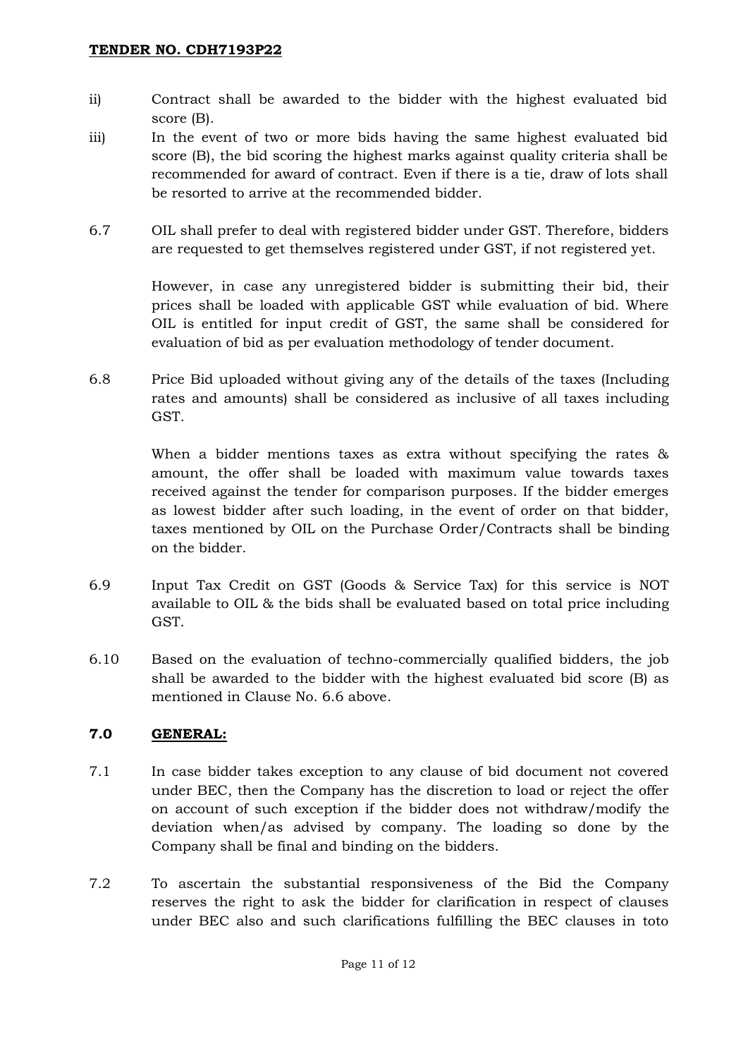ii) Contract shall be awarded to the bidder with the highest evaluated bid score (B).

iii) In the event of two or more bids having the same highest evaluated bid score (B), the bid scoring the highest marks against quality criteria shall be recommended for award of contract. Even if there is a tie, draw of lots shall be resorted to arrive at the recommended bidder.

6.7 OIL shall prefer to deal with registered bidder under GST. Therefore, bidders are requested to get themselves registered under GST, if not registered yet.

However, in case any unregistered bidder is submitting their bid, their prices shall be loaded with applicable GST while evaluation of bid. Where OIL is entitled for input credit of GST, the same shall be considered for evaluation of bid as per evaluation methodology of tender document.

6.8 Price Bid uploaded without giving any of the details of the taxes (Including rates and amounts) shall be considered as inclusive of all taxes including GST.

When a bidder mentions taxes as extra without specifying the rates & amount, the offer shall be loaded with maximum value towards taxes received against the tender for comparison purposes. If the bidder emerges as lowest bidder after such loading, in the event of order on that bidder, taxes mentioned by OIL on the Purchase Order/Contracts shall be binding on the bidder.

6.9 Input Tax Credit on GST (Goods & Service Tax) for this service is NOT available to OIL & the bids shall be evaluated based on total price including GST.

6.10 Based on the evaluation of techno-commercially qualified bidders, the job shall be awarded to the bidder with the highest evaluated bid score (B) as mentioned in Clause No. 6.6 above.

## 7.0 GENERAL:

7.1 In case bidder takes exception to any clause of bid document not covered under BEC, then the Company has the discretion to load or reject the offer on account of such exception if the bidder does not withdraw/modify the deviation when/as advised by company. The loading so done by the Company shall be final and binding on the bidders.

7.2 To ascertain the substantial responsiveness of the Bid the Company reserves the right to ask the bidder for clarification in respect of clauses under BEC also and such clarifications fulfilling the BEC clauses in toto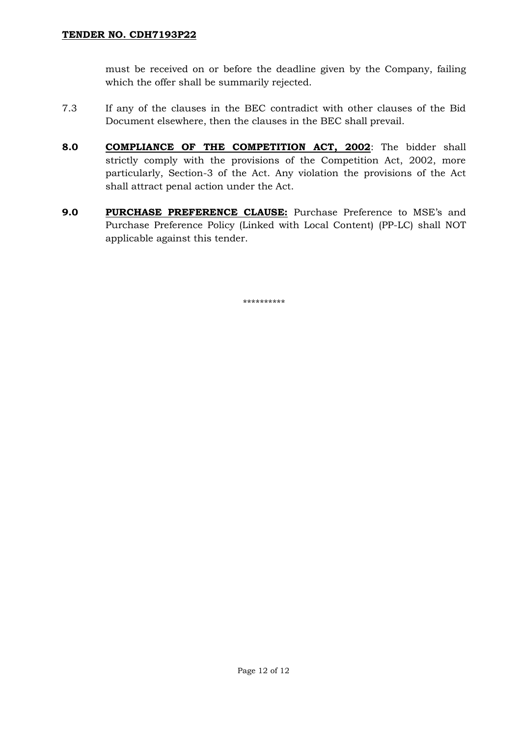must be received on or before the deadline given by the Company, failing which the offer shall be summarily rejected.

7.3 If any of the clauses in the BEC contradict with other clauses of the Bid Document elsewhere, then the clauses in the BEC shall prevail.

**8.0 COMPLIANCE OF THE COMPETITION ACT, 2002**: The bidder shall strictly comply with the provisions of the Competition Act, 2002, more particularly, Section-3 of the Act. Any violation the provisions of the Act shall attract penal action under the Act.

**9.0 PURCHASE PREFERENCE CLAUSE:** Purchase Preference to MSE's and Purchase Preference Policy (Linked with Local Content) (PP-LC) shall NOT applicable against this tender.

**********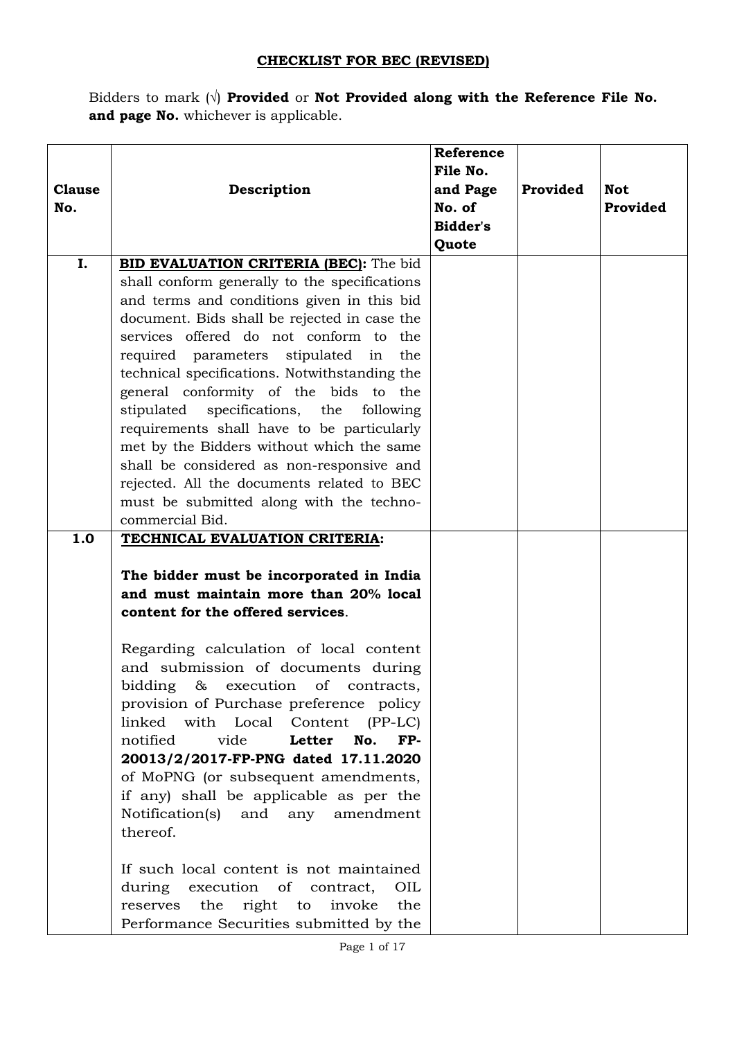## CHECKLIST FOR BEC (REVISED)

Bidders to mark (√) **Provided** or **Not Provided along with the Reference File No. and page No.** whichever is applicable.

| Clause No. | Description | Reference File No. and Page No. of Bidder's Quote | Provided | Not Provided |
|---|---|---|---|---|
| **I.** | **BID EVALUATION CRITERIA (BEC):** The bid shall conform generally to the specifications and terms and conditions given in this bid document. Bids shall be rejected in case the services offered do not conform to the required parameters stipulated in the technical specifications. Notwithstanding the general conformity of the bids to the stipulated specifications, the following requirements shall have to be particularly met by the Bidders without which the same shall be considered as non-responsive and rejected. All the documents related to BEC must be submitted along with the techno-commercial Bid. | | | |
| **1.0** | **TECHNICAL EVALUATION CRITERIA:**<br><br>**The bidder must be incorporated in India and must maintain more than 20% local content for the offered services**.<br><br>Regarding calculation of local content and submission of documents during bidding & execution of contracts, provision of Purchase preference policy linked with Local Content (PP-LC) notified vide **Letter No. FP-20013/2/2017-FP-PNG dated 17.11.2020** of MoPNG (or subsequent amendments, if any) shall be applicable as per the Notification(s) and any amendment thereof.<br><br>If such local content is not maintained during execution of contract, OIL reserves the right to invoke the Performance Securities submitted by the | | | |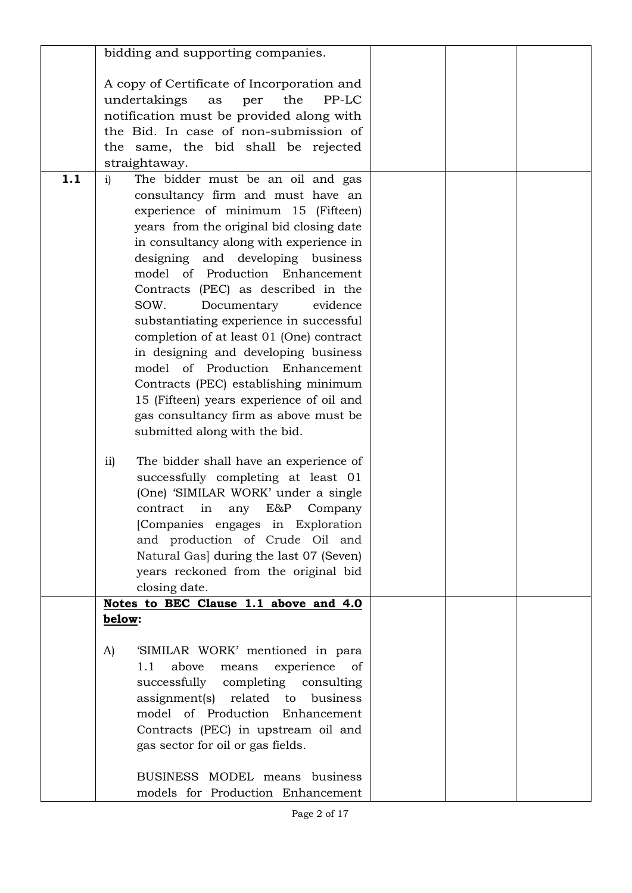| | | | | |
|---|---|---|---|---|
| | bidding and supporting companies.<br><br>A copy of Certificate of Incorporation and undertakings as per the PP-LC notification must be provided along with the Bid. In case of non-submission of the same, the bid shall be rejected straightaway. | | | |
| **1.1** | i) The bidder must be an oil and gas consultancy firm and must have an experience of minimum 15 (Fifteen) years from the original bid closing date in consultancy along with experience in designing and developing business model of Production Enhancement Contracts (PEC) as described in the SOW. Documentary evidence substantiating experience in successful completion of at least 01 (One) contract in designing and developing business model of Production Enhancement Contracts (PEC) establishing minimum 15 (Fifteen) years experience of oil and gas consultancy firm as above must be submitted along with the bid.<br><br>ii) The bidder shall have an experience of successfully completing at least 01 (One) 'SIMILAR WORK' under a single contract in any E&P Company [Companies engages in Exploration and production of Crude Oil and Natural Gas] during the last 07 (Seven) years reckoned from the original bid closing date. | | | |
| | **<u>Notes to BEC Clause 1.1 above and 4.0 below</u>:**<br><br>A) 'SIMILAR WORK' mentioned in para 1.1 above means experience of successfully completing consulting assignment(s) related to business model of Production Enhancement Contracts (PEC) in upstream oil and gas sector for oil or gas fields.<br><br>BUSINESS MODEL means business models for Production Enhancement | | | |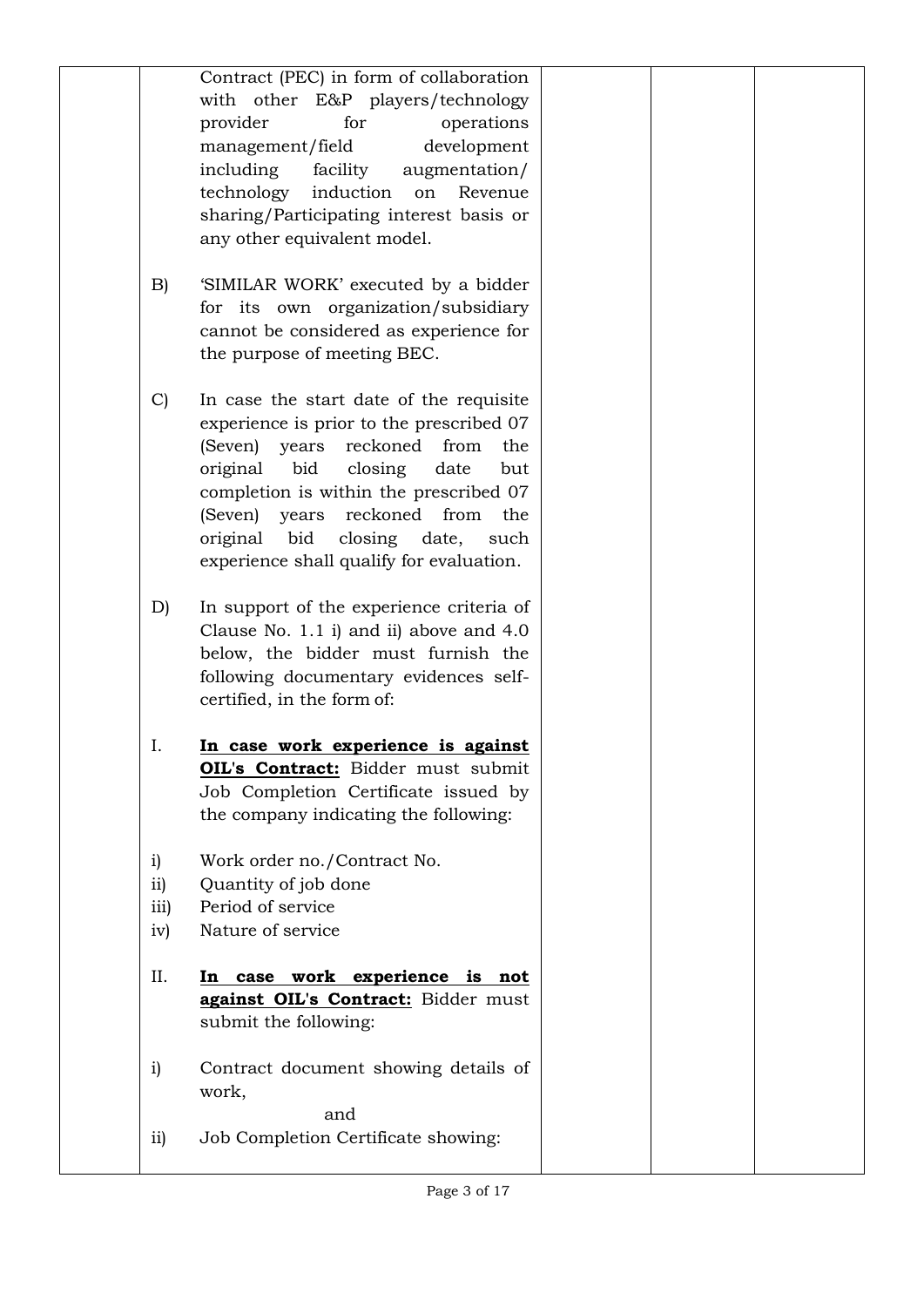| | | | | |
|---|---|---|---|---|
| | Contract (PEC) in form of collaboration with other E&P players/technology provider for operations management/field development including facility augmentation/ technology induction on Revenue sharing/Participating interest basis or any other equivalent model.<br><br>B) 'SIMILAR WORK' executed by a bidder for its own organization/subsidiary cannot be considered as experience for the purpose of meeting BEC.<br><br>C) In case the start date of the requisite experience is prior to the prescribed 07 (Seven) years reckoned from the original bid closing date but completion is within the prescribed 07 (Seven) years reckoned from the original bid closing date, such experience shall qualify for evaluation.<br><br>D) In support of the experience criteria of Clause No. 1.1 i) and ii) above and 4.0 below, the bidder must furnish the following documentary evidences self-certified, in the form of:<br><br>I. **<u>In case work experience is against OIL's Contract:</u>** Bidder must submit Job Completion Certificate issued by the company indicating the following:<br><br>i) Work order no./Contract No.<br>ii) Quantity of job done<br>iii) Period of service<br>iv) Nature of service<br><br>II. **<u>In case work experience is not against OIL's Contract:</u>** Bidder must submit the following:<br><br>i) Contract document showing details of work,<br>and<br>ii) Job Completion Certificate showing: | | | |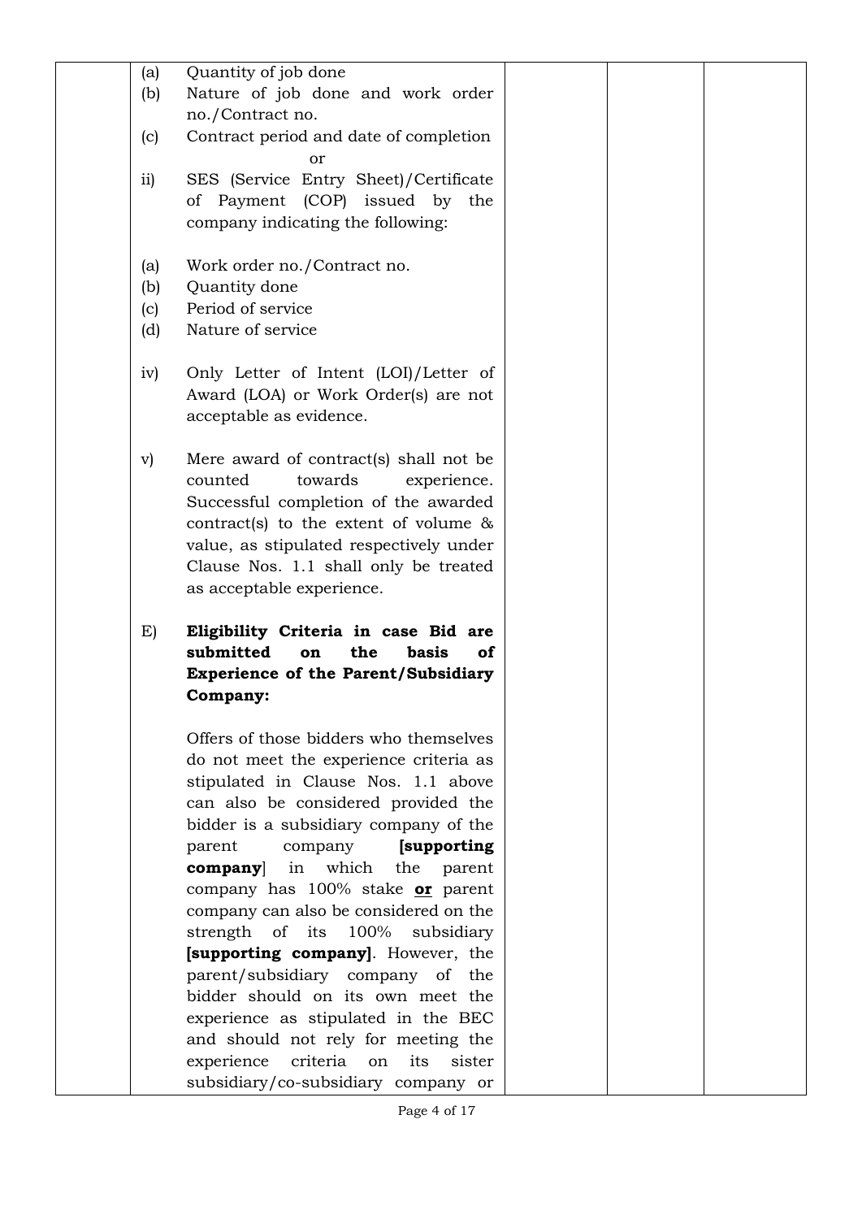| | | | | |
|---|---|---|---|---|
| | (a) Quantity of job done<br>(b) Nature of job done and work order no./Contract no.<br>(c) Contract period and date of completion<br>or<br>ii) SES (Service Entry Sheet)/Certificate of Payment (COP) issued by the company indicating the following:<br><br>(a) Work order no./Contract no.<br>(b) Quantity done<br>(c) Period of service<br>(d) Nature of service<br><br>iv) Only Letter of Intent (LOI)/Letter of Award (LOA) or Work Order(s) are not acceptable as evidence.<br><br>v) Mere award of contract(s) shall not be counted towards experience. Successful completion of the awarded contract(s) to the extent of volume & value, as stipulated respectively under Clause Nos. 1.1 shall only be treated as acceptable experience.<br><br>E) **Eligibility Criteria in case Bid are submitted on the basis of Experience of the Parent/Subsidiary Company:**<br><br>Offers of those bidders who themselves do not meet the experience criteria as stipulated in Clause Nos. 1.1 above can also be considered provided the bidder is a subsidiary company of the parent company **[supporting company]** in which the parent company has 100% stake **<u>or</u>** parent company can also be considered on the strength of its 100% subsidiary **[supporting company]**. However, the parent/subsidiary company of the bidder should on its own meet the experience as stipulated in the BEC and should not rely for meeting the experience criteria on its sister subsidiary/co-subsidiary company or | | | |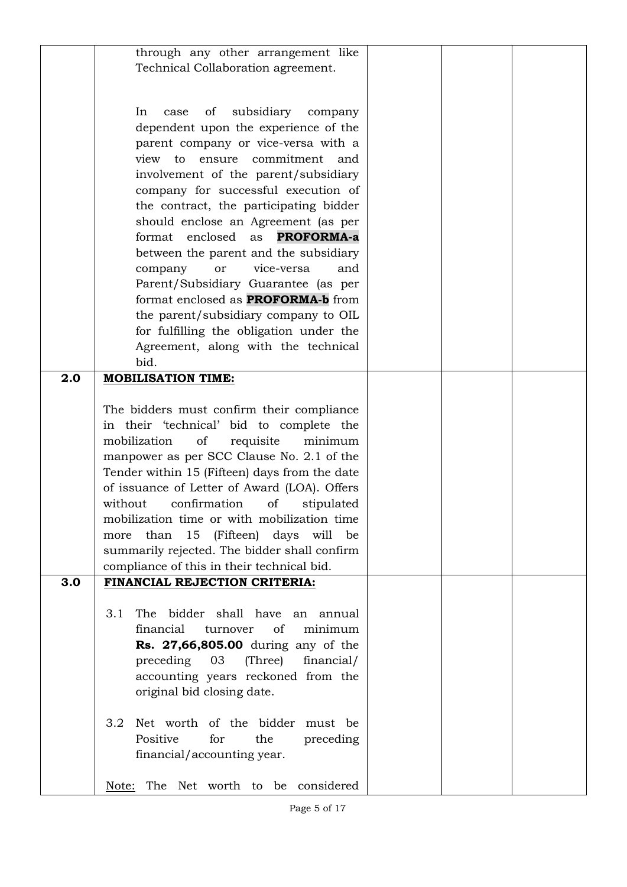| | | | | |
|---|---|---|---|---|
| | through any other arrangement like Technical Collaboration agreement.<br><br>In case of subsidiary company dependent upon the experience of the parent company or vice-versa with a view to ensure commitment and involvement of the parent/subsidiary company for successful execution of the contract, the participating bidder should enclose an Agreement (as per format enclosed as **PROFORMA-a** between the parent and the subsidiary company or vice-versa and Parent/Subsidiary Guarantee (as per format enclosed as **PROFORMA-b** from the parent/subsidiary company to OIL for fulfilling the obligation under the Agreement, along with the technical bid. | | | |
| **2.0** | **MOBILISATION TIME:**<br><br>The bidders must confirm their compliance in their 'technical' bid to complete the mobilization of requisite minimum manpower as per SCC Clause No. 2.1 of the Tender within 15 (Fifteen) days from the date of issuance of Letter of Award (LOA). Offers without confirmation of stipulated mobilization time or with mobilization time more than 15 (Fifteen) days will be summarily rejected. The bidder shall confirm compliance of this in their technical bid. | | | |
| **3.0** | **FINANCIAL REJECTION CRITERIA:**<br><br>3.1 The bidder shall have an annual financial turnover of minimum **Rs. 27,66,805.00** during any of the preceding 03 (Three) financial/ accounting years reckoned from the original bid closing date.<br><br>3.2 Net worth of the bidder must be Positive for the preceding financial/accounting year.<br><br>Note: The Net worth to be considered | | | |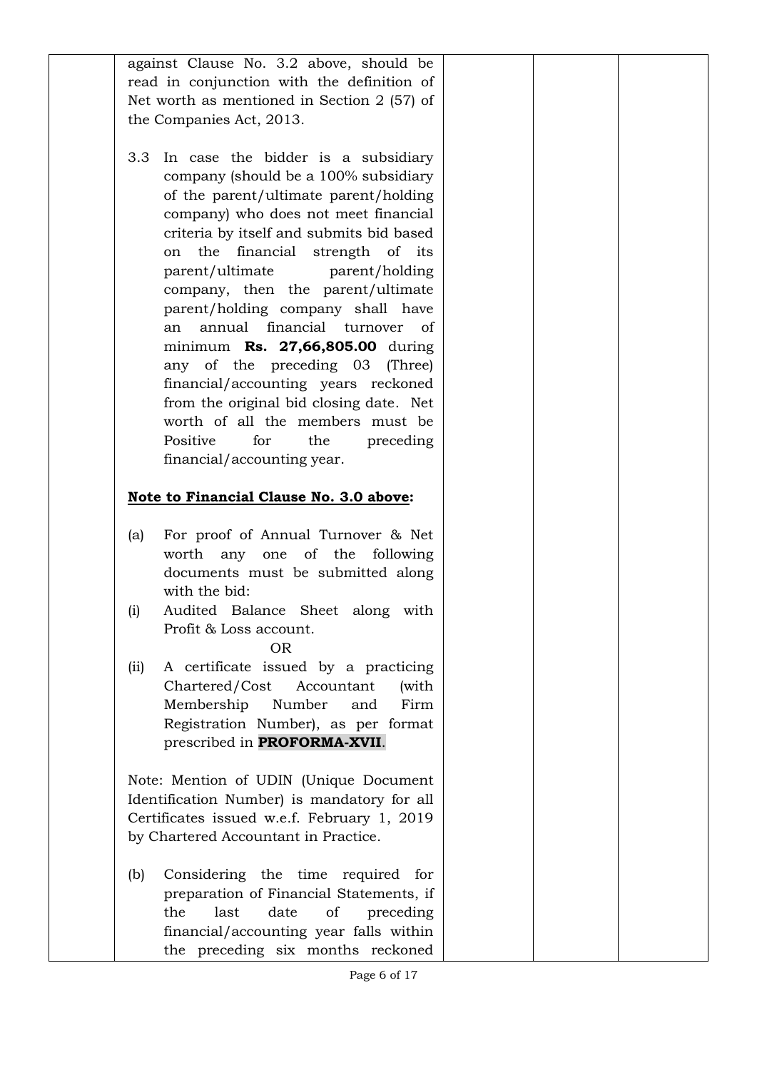| | | | | |
|---|---|---|---|---|
| | against Clause No. 3.2 above, should be read in conjunction with the definition of Net worth as mentioned in Section 2 (57) of the Companies Act, 2013.<br><br>3.3 In case the bidder is a subsidiary company (should be a 100% subsidiary of the parent/ultimate parent/holding company) who does not meet financial criteria by itself and submits bid based on the financial strength of its parent/ultimate parent/holding company, then the parent/ultimate parent/holding company shall have an annual financial turnover of minimum **Rs. 27,66,805.00** during any of the preceding 03 (Three) financial/accounting years reckoned from the original bid closing date. Net worth of all the members must be Positive for the preceding financial/accounting year.<br><br>**<u>Note to Financial Clause No. 3.0 above</u>:**<br><br>(a) For proof of Annual Turnover & Net worth any one of the following documents must be submitted along with the bid:<br>(i) Audited Balance Sheet along with Profit & Loss account.<br>OR<br>(ii) A certificate issued by a practicing Chartered/Cost Accountant (with Membership Number and Firm Registration Number), as per format prescribed in **PROFORMA-XVII**.<br><br>Note: Mention of UDIN (Unique Document Identification Number) is mandatory for all Certificates issued w.e.f. February 1, 2019 by Chartered Accountant in Practice.<br><br>(b) Considering the time required for preparation of Financial Statements, if the last date of preceding financial/accounting year falls within the preceding six months reckoned | | | |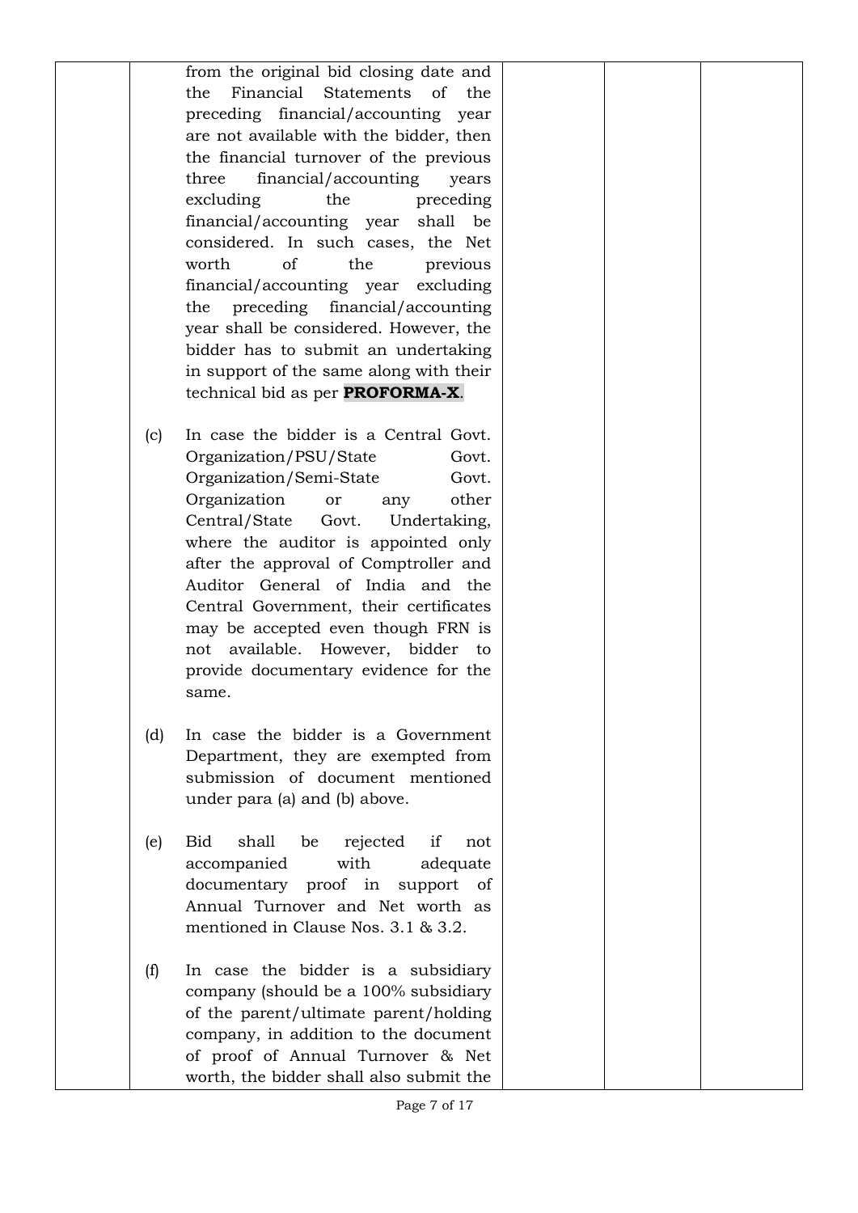| | | | | |
|---|---|---|---|---|
| | from the original bid closing date and the Financial Statements of the preceding financial/accounting year are not available with the bidder, then the financial turnover of the previous three financial/accounting years excluding the preceding financial/accounting year shall be considered. In such cases, the Net worth of the previous financial/accounting year excluding the preceding financial/accounting year shall be considered. However, the bidder has to submit an undertaking in support of the same along with their technical bid as per **PROFORMA-X**.<br><br>(c) In case the bidder is a Central Govt. Organization/PSU/State Govt. Organization/Semi-State Govt. Organization or any other Central/State Govt. Undertaking, where the auditor is appointed only after the approval of Comptroller and Auditor General of India and the Central Government, their certificates may be accepted even though FRN is not available. However, bidder to provide documentary evidence for the same.<br><br>(d) In case the bidder is a Government Department, they are exempted from submission of document mentioned under para (a) and (b) above.<br><br>(e) Bid shall be rejected if not accompanied with adequate documentary proof in support of Annual Turnover and Net worth as mentioned in Clause Nos. 3.1 & 3.2.<br><br>(f) In case the bidder is a subsidiary company (should be a 100% subsidiary of the parent/ultimate parent/holding company, in addition to the document of proof of Annual Turnover & Net worth, the bidder shall also submit the | | | |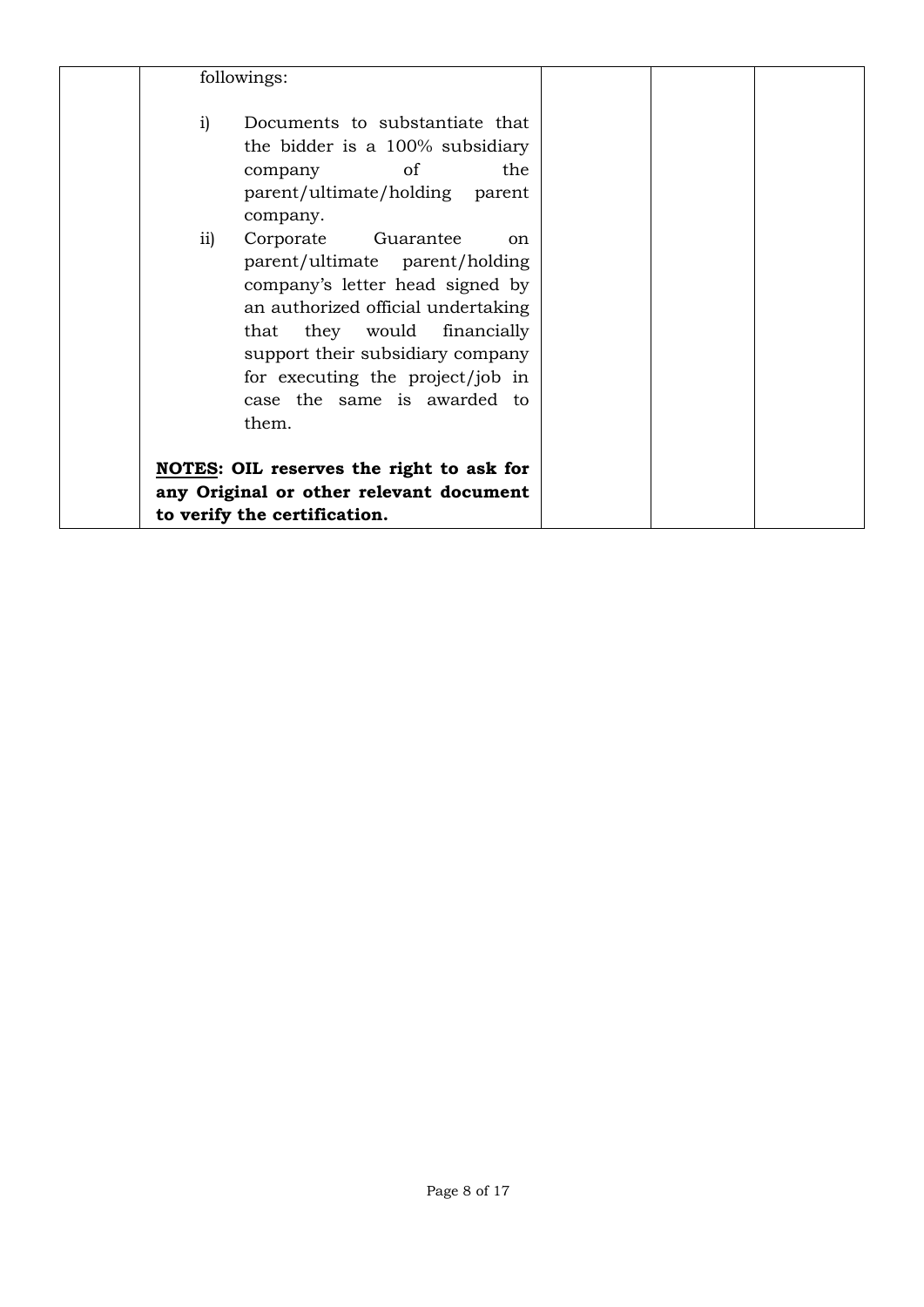|  | followings:<br><br>i) Documents to substantiate that the bidder is a 100% subsidiary company of the parent/ultimate/holding parent company.<br>ii) Corporate Guarantee on parent/ultimate parent/holding company's letter head signed by an authorized official undertaking that they would financially support their subsidiary company for executing the project/job in case the same is awarded to them.<br><br>**<u>NOTES</u>: OIL reserves the right to ask for any Original or other relevant document to verify the certification.** |  |  |  |
|---|---|---|---|---|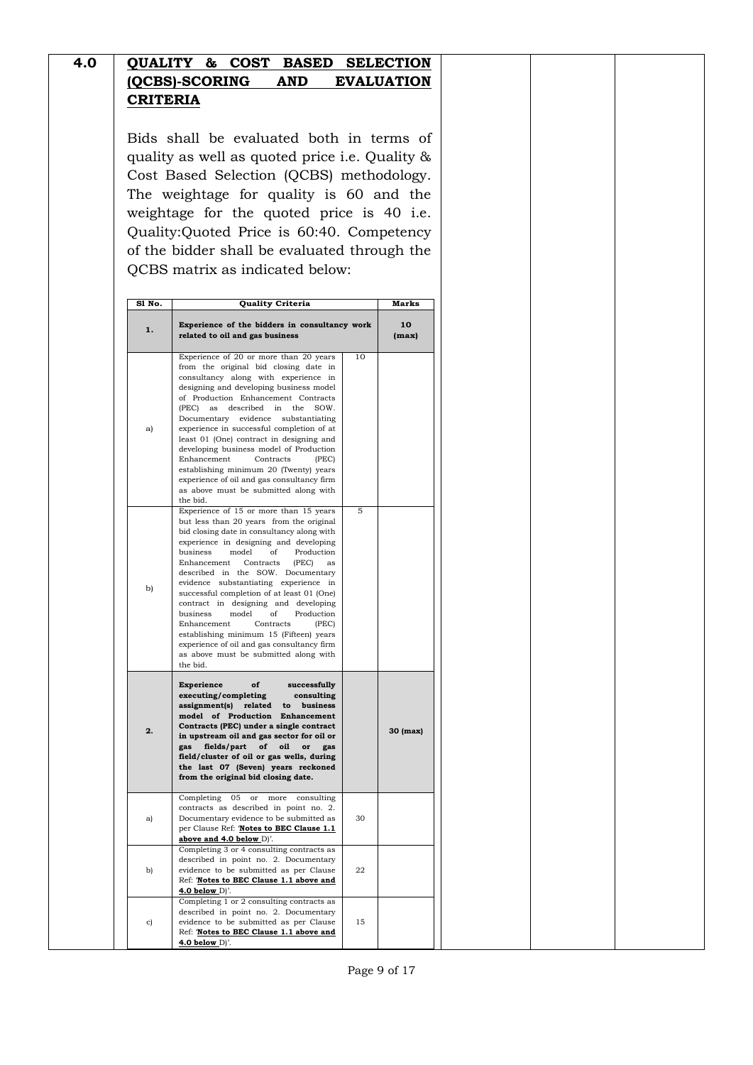## 4.0 QUALITY & COST BASED SELECTION (QCBS)-SCORING AND EVALUATION CRITERIA

Bids shall be evaluated both in terms of quality as well as quoted price i.e. Quality & Cost Based Selection (QCBS) methodology. The weightage for quality is 60 and the weightage for the quoted price is 40 i.e. Quality:Quoted Price is 60:40. Competency of the bidder shall be evaluated through the QCBS matrix as indicated below:

| Sl No. | Quality Criteria | | Marks |
|---|---|---|---|
| **1.** | **Experience of the bidders in consultancy work related to oil and gas business** | | **10 (max)** |
| a) | Experience of 20 or more than 20 years from the original bid closing date in consultancy along with experience in designing and developing business model of Production Enhancement Contracts (PEC) as described in the SOW. Documentary evidence substantiating experience in successful completion of at least 01 (One) contract in designing and developing business model of Production Enhancement Contracts (PEC) establishing minimum 20 (Twenty) years experience of oil and gas consultancy firm as above must be submitted along with the bid. | 10 | |
| b) | Experience of 15 or more than 15 years but less than 20 years from the original bid closing date in consultancy along with experience in designing and developing business model of Production Enhancement Contracts (PEC) as described in the SOW. Documentary evidence substantiating experience in successful completion of at least 01 (One) contract in designing and developing business model of Production Enhancement Contracts (PEC) establishing minimum 15 (Fifteen) years experience of oil and gas consultancy firm as above must be submitted along with the bid. | 5 | |
| **2.** | **Experience of successfully executing/completing consulting assignment(s) related to business model of Production Enhancement Contracts (PEC) under a single contract in upstream oil and gas sector for oil or gas fields/part of oil or gas field/cluster of oil or gas wells, during the last 07 (Seven) years reckoned from the original bid closing date.** | | **30 (max)** |
| a) | Completing 05 or more consulting contracts as described in point no. 2. Documentary evidence to be submitted as per Clause Ref: '**Notes to BEC Clause 1.1 above and 4.0 below** D)'. | 30 | |
| b) | Completing 3 or 4 consulting contracts as described in point no. 2. Documentary evidence to be submitted as per Clause Ref: '**Notes to BEC Clause 1.1 above and 4.0 below** D)'. | 22 | |
| c) | Completing 1 or 2 consulting contracts as described in point no. 2. Documentary evidence to be submitted as per Clause Ref: '**Notes to BEC Clause 1.1 above and 4.0 below** D)'. | 15 | |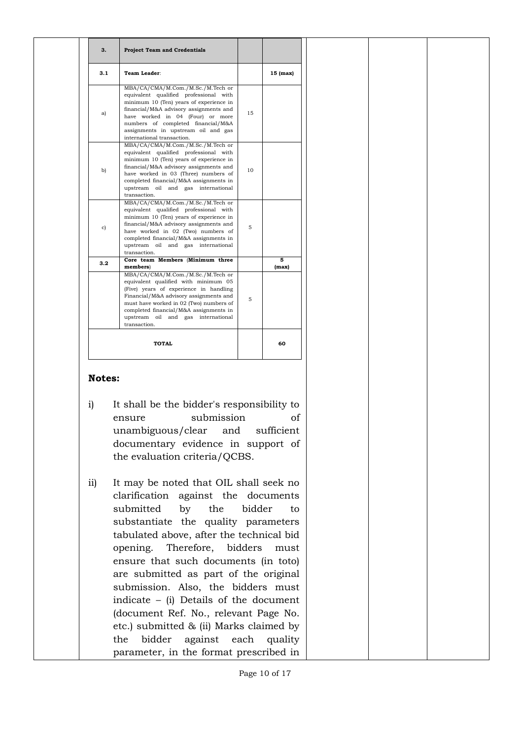| 3. | Project Team and Credentials | | |
|---|---|---|---|
| 3.1 | **Team Leader**: | | 15 (max) |
| a) | MBA/CA/CMA/M.Com./M.Sc./M.Tech or equivalent qualified professional with minimum 10 (Ten) years of experience in financial/M&A advisory assignments and have worked in 04 (Four) or more numbers of completed financial/M&A assignments in upstream oil and gas international transaction. | 15 | |
| b) | MBA/CA/CMA/M.Com./M.Sc./M.Tech or equivalent qualified professional with minimum 10 (Ten) years of experience in financial/M&A advisory assignments and have worked in 03 (Three) numbers of completed financial/M&A assignments in upstream oil and gas international transaction. | 10 | |
| c) | MBA/CA/CMA/M.Com./M.Sc./M.Tech or equivalent qualified professional with minimum 10 (Ten) years of experience in financial/M&A advisory assignments and have worked in 02 (Two) numbers of completed financial/M&A assignments in upstream oil and gas international transaction. | 5 | |
| 3.2 | **Core team Members (Minimum three members)** | | **5 (max)** |
| | MBA/CA/CMA/M.Com./M.Sc./M.Tech or equivalent qualified with minimum 05 (Five) years of experience in handling Financial/M&A advisory assignments and must have worked in 02 (Two) numbers of completed financial/M&A assignments in upstream oil and gas international transaction. | 5 | |
| **TOTAL** | | | **60** |

**Notes:**

i) It shall be the bidder's responsibility to ensure submission of unambiguous/clear and sufficient documentary evidence in support of the evaluation criteria/QCBS.

ii) It may be noted that OIL shall seek no clarification against the documents submitted by the bidder to substantiate the quality parameters tabulated above, after the technical bid opening. Therefore, bidders must ensure that such documents (in toto) are submitted as part of the original submission. Also, the bidders must indicate – (i) Details of the document (document Ref. No., relevant Page No. etc.) submitted & (ii) Marks claimed by the bidder against each quality parameter, in the format prescribed in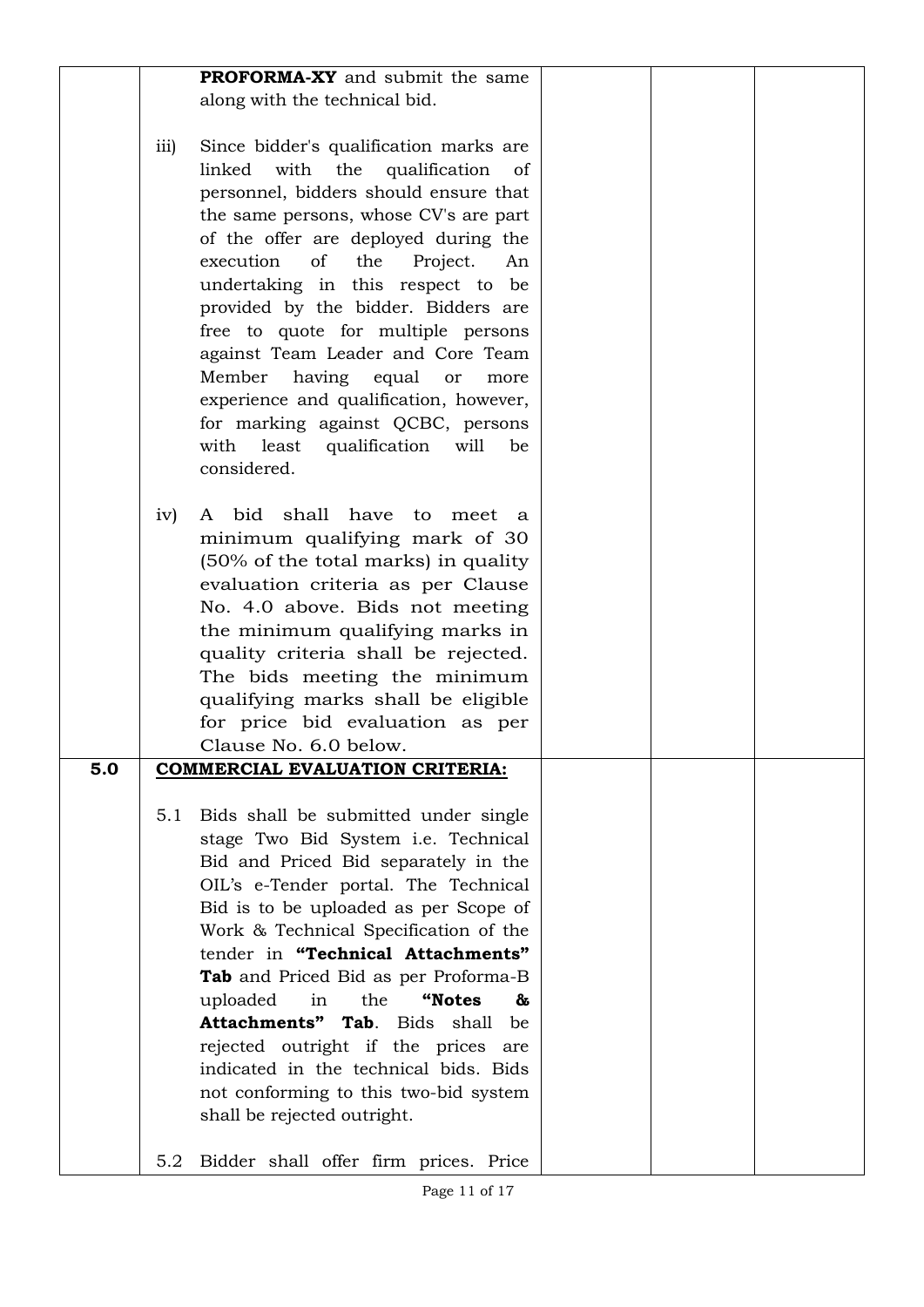| | | | | |
|---|---|---|---|---|
| | **PROFORMA-XY** and submit the same along with the technical bid.<br><br>iii) Since bidder's qualification marks are linked with the qualification of personnel, bidders should ensure that the same persons, whose CV's are part of the offer are deployed during the execution of the Project. An undertaking in this respect to be provided by the bidder. Bidders are free to quote for multiple persons against Team Leader and Core Team Member having equal or more experience and qualification, however, for marking against QCBC, persons with least qualification will be considered.<br><br>iv) A bid shall have to meet a minimum qualifying mark of 30 (50% of the total marks) in quality evaluation criteria as per Clause No. 4.0 above. Bids not meeting the minimum qualifying marks in quality criteria shall be rejected. The bids meeting the minimum qualifying marks shall be eligible for price bid evaluation as per Clause No. 6.0 below. | | | |
| **5.0** | **COMMERCIAL EVALUATION CRITERIA:**<br><br>5.1 Bids shall be submitted under single stage Two Bid System i.e. Technical Bid and Priced Bid separately in the OIL's e-Tender portal. The Technical Bid is to be uploaded as per Scope of Work & Technical Specification of the tender in **"Technical Attachments" Tab** and Priced Bid as per Proforma-B uploaded in the **"Notes & Attachments" Tab**. Bids shall be rejected outright if the prices are indicated in the technical bids. Bids not conforming to this two-bid system shall be rejected outright.<br><br>5.2 Bidder shall offer firm prices. Price | | | |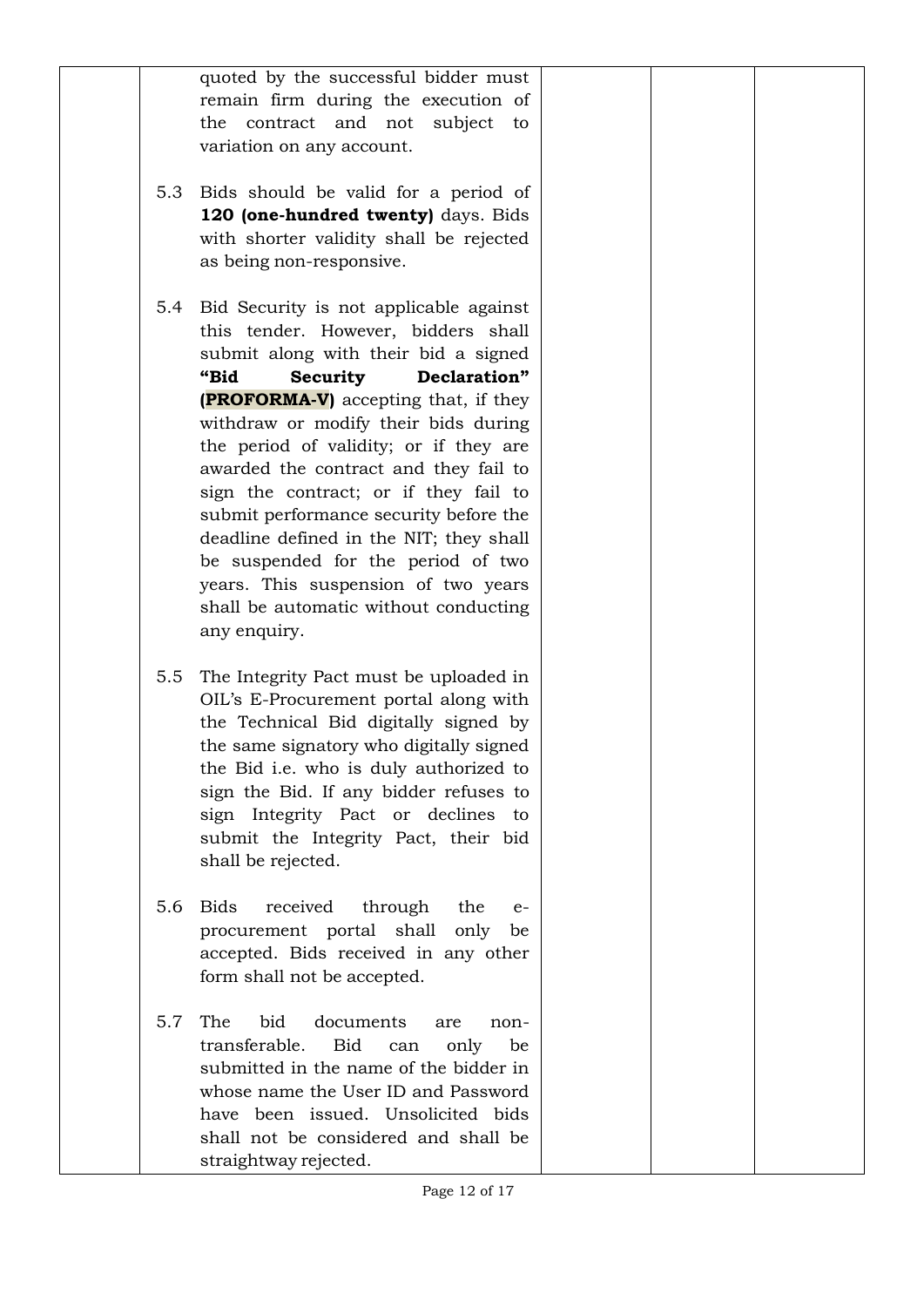| | | | | |
|---|---|---|---|---|
| | quoted by the successful bidder must remain firm during the execution of the contract and not subject to variation on any account.<br><br>5.3 Bids should be valid for a period of **120 (one-hundred twenty)** days. Bids with shorter validity shall be rejected as being non-responsive.<br><br>5.4 Bid Security is not applicable against this tender. However, bidders shall submit along with their bid a signed **"Bid Security Declaration" (PROFORMA-V)** accepting that, if they withdraw or modify their bids during the period of validity; or if they are awarded the contract and they fail to sign the contract; or if they fail to submit performance security before the deadline defined in the NIT; they shall be suspended for the period of two years. This suspension of two years shall be automatic without conducting any enquiry.<br><br>5.5 The Integrity Pact must be uploaded in OIL's E-Procurement portal along with the Technical Bid digitally signed by the same signatory who digitally signed the Bid i.e. who is duly authorized to sign the Bid. If any bidder refuses to sign Integrity Pact or declines to submit the Integrity Pact, their bid shall be rejected.<br><br>5.6 Bids received through the e-procurement portal shall only be accepted. Bids received in any other form shall not be accepted.<br><br>5.7 The bid documents are non-transferable. Bid can only be submitted in the name of the bidder in whose name the User ID and Password have been issued. Unsolicited bids shall not be considered and shall be straightway rejected. | | | |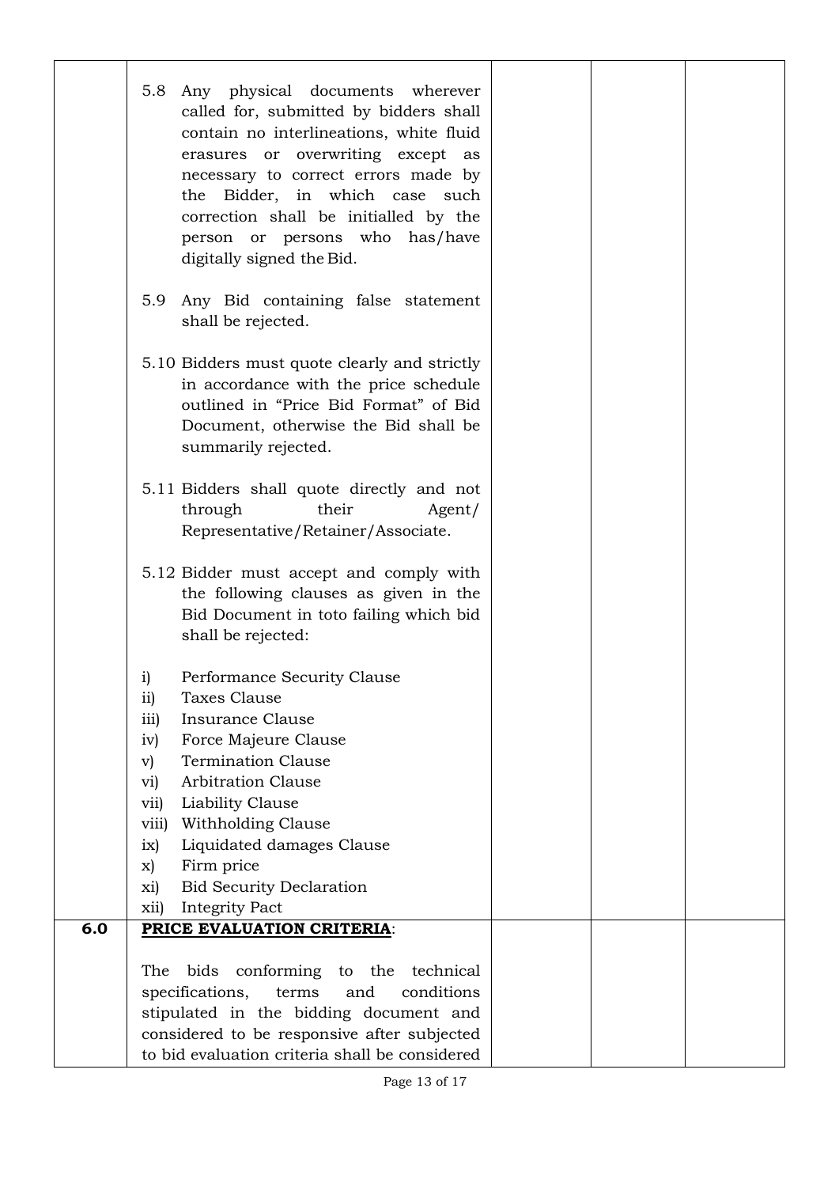| | | | | |
|---|---|---|---|---|
| | 5.8 Any physical documents wherever called for, submitted by bidders shall contain no interlineations, white fluid erasures or overwriting except as necessary to correct errors made by the Bidder, in which case such correction shall be initialled by the person or persons who has/have digitally signed the Bid.<br><br>5.9 Any Bid containing false statement shall be rejected.<br><br>5.10 Bidders must quote clearly and strictly in accordance with the price schedule outlined in "Price Bid Format" of Bid Document, otherwise the Bid shall be summarily rejected.<br><br>5.11 Bidders shall quote directly and not through their Agent/ Representative/Retainer/Associate.<br><br>5.12 Bidder must accept and comply with the following clauses as given in the Bid Document in toto failing which bid shall be rejected:<br><br>i) Performance Security Clause<br>ii) Taxes Clause<br>iii) Insurance Clause<br>iv) Force Majeure Clause<br>v) Termination Clause<br>vi) Arbitration Clause<br>vii) Liability Clause<br>viii) Withholding Clause<br>ix) Liquidated damages Clause<br>x) Firm price<br>xi) Bid Security Declaration<br>xii) Integrity Pact | | | |
| **6.0** | **PRICE EVALUATION CRITERIA**:<br><br>The bids conforming to the technical specifications, terms and conditions stipulated in the bidding document and considered to be responsive after subjected to bid evaluation criteria shall be considered | | | |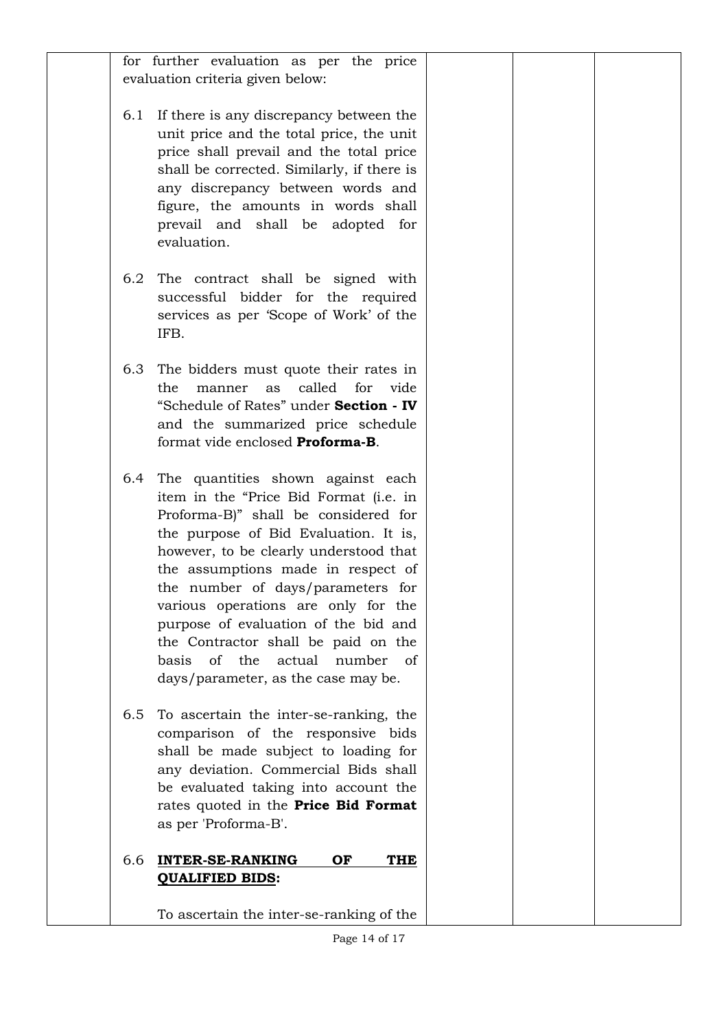| | for further evaluation as per the price evaluation criteria given below:<br><br>6.1 If there is any discrepancy between the unit price and the total price, the unit price shall prevail and the total price shall be corrected. Similarly, if there is any discrepancy between words and figure, the amounts in words shall prevail and shall be adopted for evaluation.<br><br>6.2 The contract shall be signed with successful bidder for the required services as per 'Scope of Work' of the IFB.<br><br>6.3 The bidders must quote their rates in the manner as called for vide "Schedule of Rates" under **Section - IV** and the summarized price schedule format vide enclosed **Proforma-B**.<br><br>6.4 The quantities shown against each item in the "Price Bid Format (i.e. in Proforma-B)" shall be considered for the purpose of Bid Evaluation. It is, however, to be clearly understood that the assumptions made in respect of the number of days/parameters for various operations are only for the purpose of evaluation of the bid and the Contractor shall be paid on the basis of the actual number of days/parameter, as the case may be.<br><br>6.5 To ascertain the inter-se-ranking, the comparison of the responsive bids shall be made subject to loading for any deviation. Commercial Bids shall be evaluated taking into account the rates quoted in the **Price Bid Format** as per 'Proforma-B'.<br><br>6.6 **INTER-SE-RANKING OF THE QUALIFIED BIDS:**<br><br>To ascertain the inter-se-ranking of the | | | |
|---|---|---|---|---|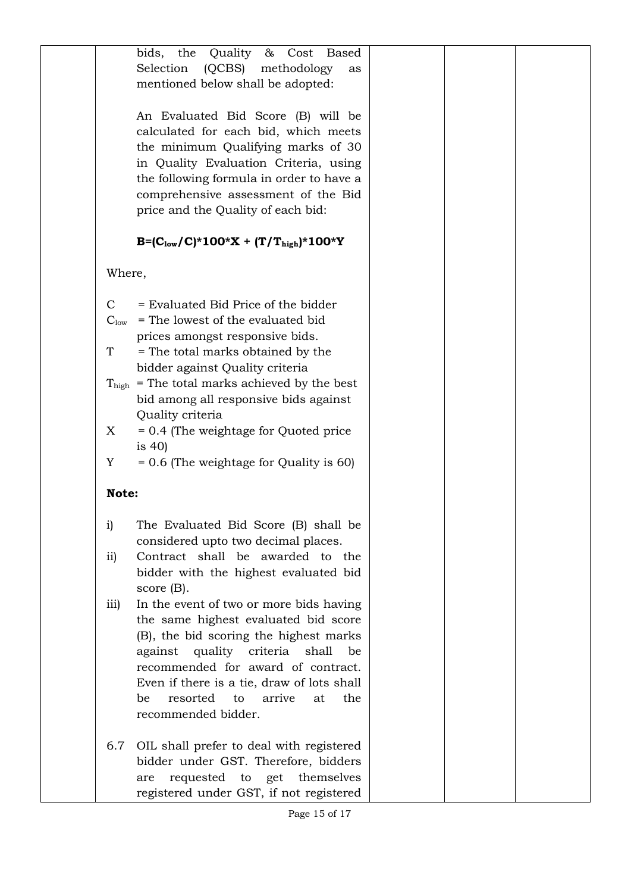| | | | | |
|---|---|---|---|---|
| | bids, the Quality & Cost Based Selection (QCBS) methodology as mentioned below shall be adopted:<br><br>An Evaluated Bid Score (B) will be calculated for each bid, which meets the minimum Qualifying marks of 30 in Quality Evaluation Criteria, using the following formula in order to have a comprehensive assessment of the Bid price and the Quality of each bid:<br><br>$\mathbf{B=(C_{low}/C)*100*X + (T/T_{high})*100*Y}$<br><br>Where,<br><br>C = Evaluated Bid Price of the bidder<br>$C_{low}$ = The lowest of the evaluated bid prices amongst responsive bids.<br>T = The total marks obtained by the bidder against Quality criteria<br>$T_{high}$ = The total marks achieved by the best bid among all responsive bids against Quality criteria<br>X = 0.4 (The weightage for Quoted price is 40)<br>Y = 0.6 (The weightage for Quality is 60)<br><br>**Note:**<br><br>i) The Evaluated Bid Score (B) shall be considered upto two decimal places.<br>ii) Contract shall be awarded to the bidder with the highest evaluated bid score (B).<br>iii) In the event of two or more bids having the same highest evaluated bid score (B), the bid scoring the highest marks against quality criteria shall be recommended for award of contract. Even if there is a tie, draw of lots shall be resorted to arrive at the recommended bidder.<br><br>6.7 OIL shall prefer to deal with registered bidder under GST. Therefore, bidders are requested to get themselves registered under GST, if not registered | | | |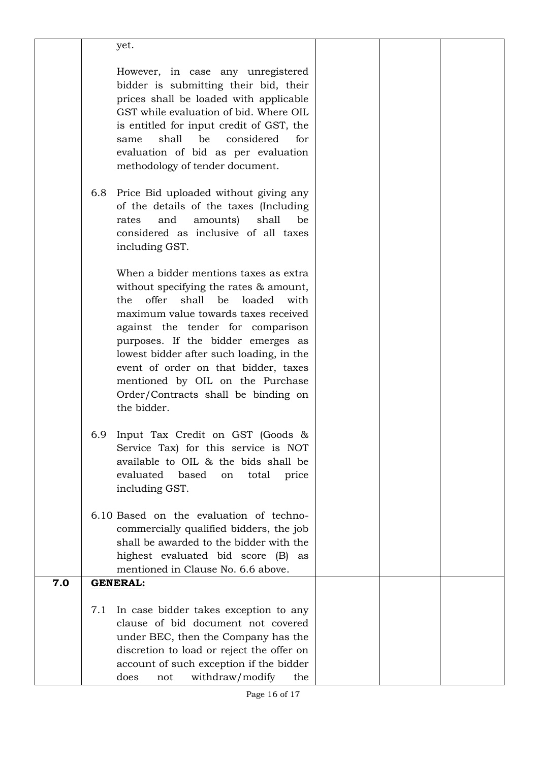| | | | | |
|---|---|---|---|---|
| | yet.<br><br>However, in case any unregistered bidder is submitting their bid, their prices shall be loaded with applicable GST while evaluation of bid. Where OIL is entitled for input credit of GST, the same shall be considered for evaluation of bid as per evaluation methodology of tender document.<br><br>6.8 Price Bid uploaded without giving any of the details of the taxes (Including rates and amounts) shall be considered as inclusive of all taxes including GST.<br><br>When a bidder mentions taxes as extra without specifying the rates & amount, the offer shall be loaded with maximum value towards taxes received against the tender for comparison purposes. If the bidder emerges as lowest bidder after such loading, in the event of order on that bidder, taxes mentioned by OIL on the Purchase Order/Contracts shall be binding on the bidder.<br><br>6.9 Input Tax Credit on GST (Goods & Service Tax) for this service is NOT available to OIL & the bids shall be evaluated based on total price including GST.<br><br>6.10 Based on the evaluation of techno-commercially qualified bidders, the job shall be awarded to the bidder with the highest evaluated bid score (B) as mentioned in Clause No. 6.6 above. | | | |
| **7.0** | **GENERAL:**<br><br>7.1 In case bidder takes exception to any clause of bid document not covered under BEC, then the Company has the discretion to load or reject the offer on account of such exception if the bidder does not withdraw/modify the | | | |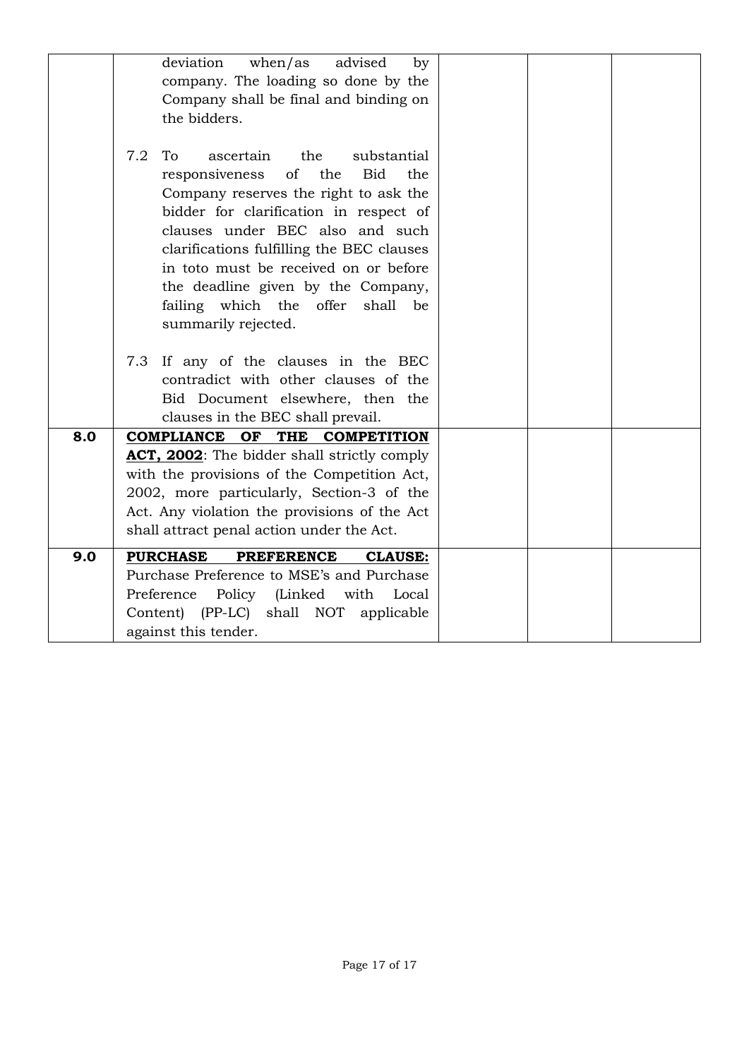|  |  |  |  |  |
|---|---|---|---|---|
|  | deviation when/as advised by company. The loading so done by the Company shall be final and binding on the bidders.<br><br>7.2 To ascertain the substantial responsiveness of the Bid the Company reserves the right to ask the bidder for clarification in respect of clauses under BEC also and such clarifications fulfilling the BEC clauses in toto must be received on or before the deadline given by the Company, failing which the offer shall be summarily rejected.<br><br>7.3 If any of the clauses in the BEC contradict with other clauses of the Bid Document elsewhere, then the clauses in the BEC shall prevail. |  |  |  |
| **8.0** | **COMPLIANCE OF THE COMPETITION ACT, 2002**: The bidder shall strictly comply with the provisions of the Competition Act, 2002, more particularly, Section-3 of the Act. Any violation the provisions of the Act shall attract penal action under the Act. |  |  |  |
| **9.0** | **PURCHASE PREFERENCE CLAUSE:** Purchase Preference to MSE's and Purchase Preference Policy (Linked with Local Content) (PP-LC) shall NOT applicable against this tender. |  |  |  |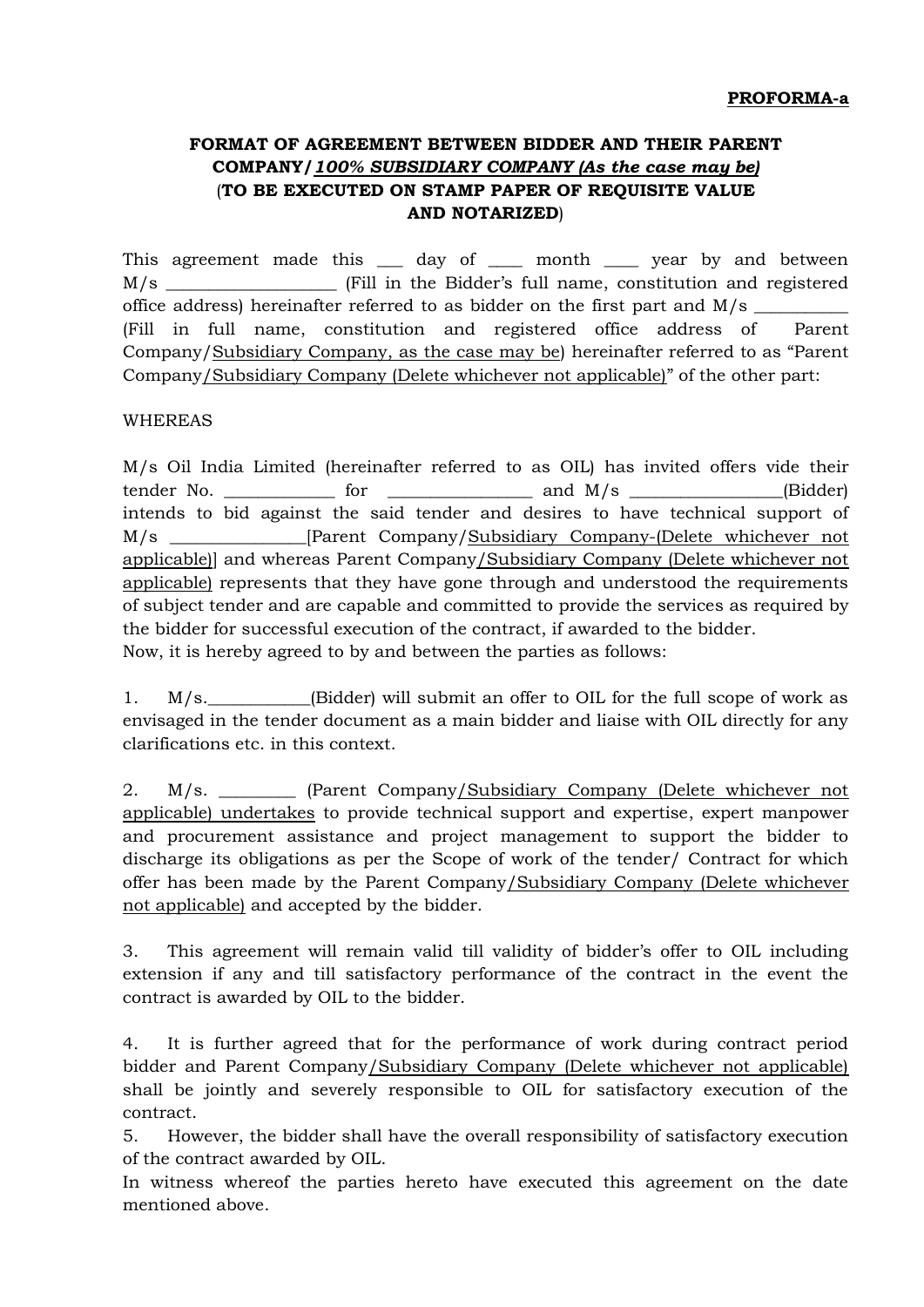**PROFORMA-a**

**FORMAT OF AGREEMENT BETWEEN BIDDER AND THEIR PARENT COMPANY/ *100% SUBSIDIARY COMPANY (As the case may be)* (TO BE EXECUTED ON STAMP PAPER OF REQUISITE VALUE AND NOTARIZED)**

This agreement made this ___ day of ____ month ____ year by and between M/s ___________________ (Fill in the Bidder's full name, constitution and registered office address) hereinafter referred to as bidder on the first part and M/s ___________ (Fill in full name, constitution and registered office address of Parent Company/Subsidiary Company, as the case may be) hereinafter referred to as "Parent Company/Subsidiary Company (Delete whichever not applicable)" of the other part:

WHEREAS

M/s Oil India Limited (hereinafter referred to as OIL) has invited offers vide their tender No. ____________ for ________________ and M/s _________________(Bidder) intends to bid against the said tender and desires to have technical support of M/s _______________[Parent Company/Subsidiary Company-(Delete whichever not applicable)] and whereas Parent Company/Subsidiary Company (Delete whichever not applicable) represents that they have gone through and understood the requirements of subject tender and are capable and committed to provide the services as required by the bidder for successful execution of the contract, if awarded to the bidder.
Now, it is hereby agreed to by and between the parties as follows:

1. M/s.___________(Bidder) will submit an offer to OIL for the full scope of work as envisaged in the tender document as a main bidder and liaise with OIL directly for any clarifications etc. in this context.

2. M/s. _________ (Parent Company/Subsidiary Company (Delete whichever not applicable) undertakes to provide technical support and expertise, expert manpower and procurement assistance and project management to support the bidder to discharge its obligations as per the Scope of work of the tender/ Contract for which offer has been made by the Parent Company/Subsidiary Company (Delete whichever not applicable) and accepted by the bidder.

3. This agreement will remain valid till validity of bidder's offer to OIL including extension if any and till satisfactory performance of the contract in the event the contract is awarded by OIL to the bidder.

4. It is further agreed that for the performance of work during contract period bidder and Parent Company/Subsidiary Company (Delete whichever not applicable) shall be jointly and severely responsible to OIL for satisfactory execution of the contract.

5. However, the bidder shall have the overall responsibility of satisfactory execution of the contract awarded by OIL.

In witness whereof the parties hereto have executed this agreement on the date mentioned above.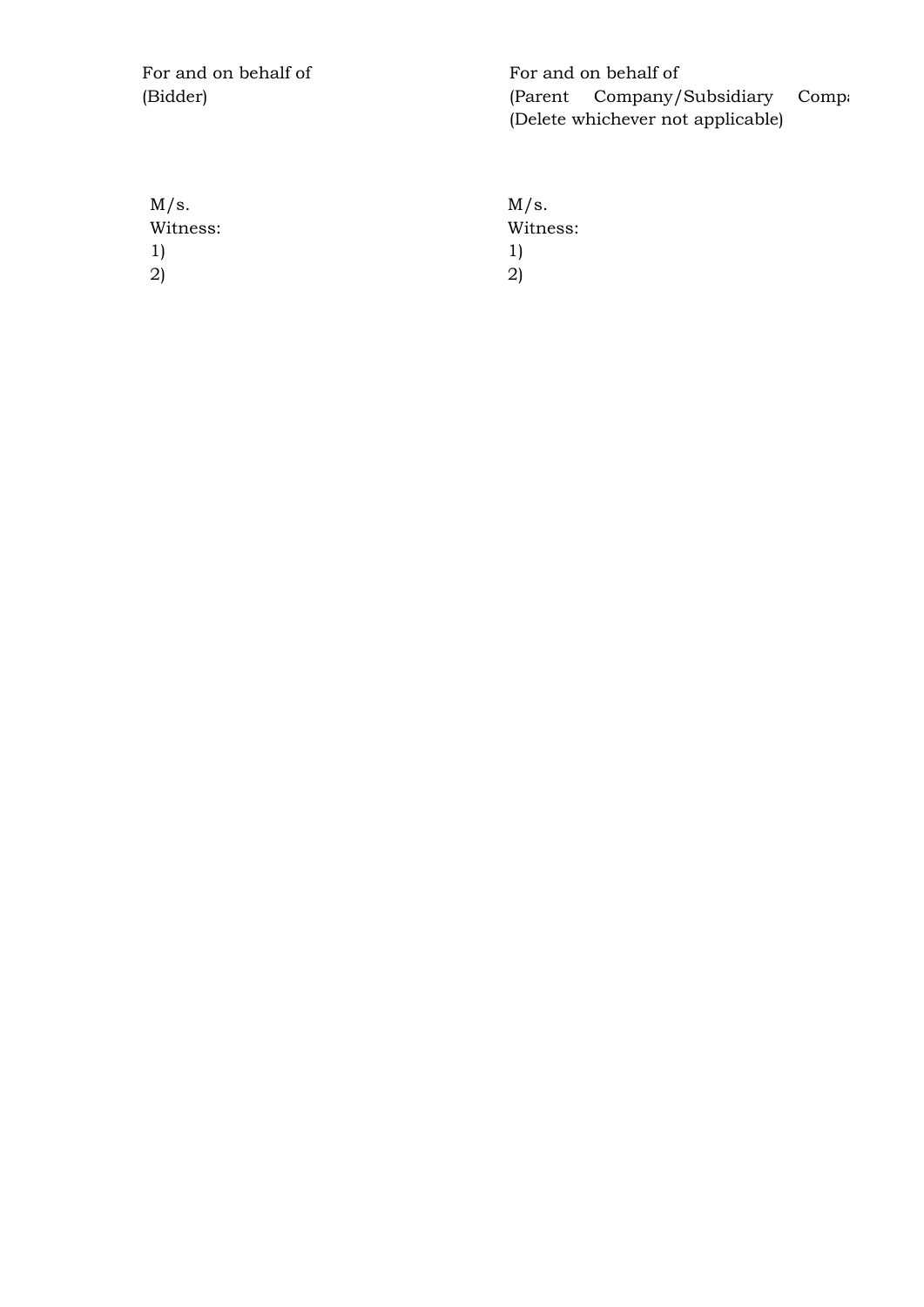| For and on behalf of (Bidder) | For and on behalf of (Parent Company/Subsidiary Comp (Delete whichever not applicable) |
|---|---|
| M/s. | M/s. |
| Witness: | Witness: |
| 1) | 1) |
| 2) | 2) |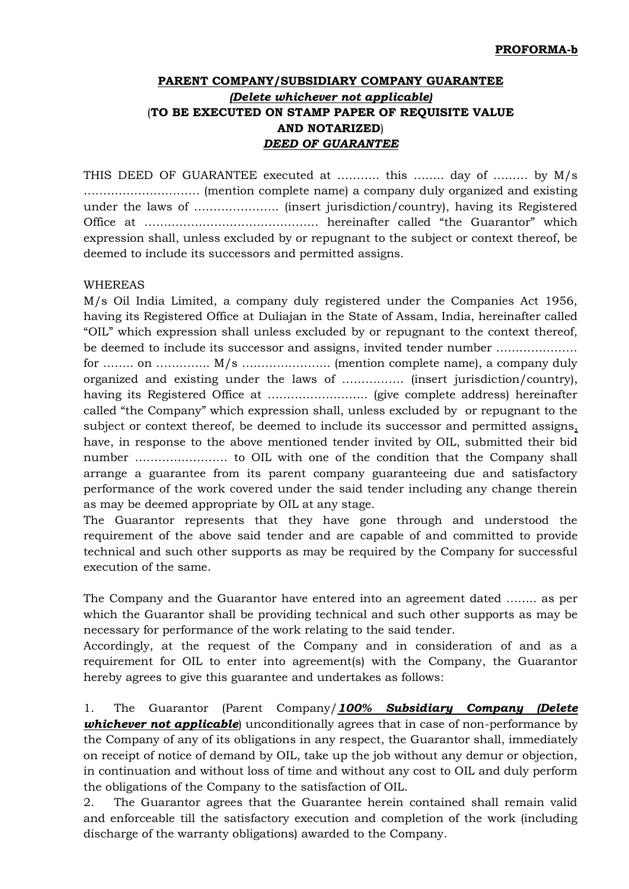**PROFORMA-b**

**PARENT COMPANY/SUBSIDIARY COMPANY GUARANTEE**

***(Delete whichever not applicable)***

(**TO BE EXECUTED ON STAMP PAPER OF REQUISITE VALUE AND NOTARIZED**)

***DEED OF GUARANTEE***

THIS DEED OF GUARANTEE executed at ……….. this …….. day of ……… by M/s ………………………… (mention complete name) a company duly organized and existing under the laws of …………………. (insert jurisdiction/country), having its Registered Office at ……………………………………… hereinafter called "the Guarantor" which expression shall, unless excluded by or repugnant to the subject or context thereof, be deemed to include its successors and permitted assigns.

WHEREAS

M/s Oil India Limited, a company duly registered under the Companies Act 1956, having its Registered Office at Duliajan in the State of Assam, India, hereinafter called "OIL" which expression shall unless excluded by or repugnant to the context thereof, be deemed to include its successor and assigns, invited tender number ………………… for …….. on ………….. M/s ………………….. (mention complete name), a company duly organized and existing under the laws of ……………. (insert jurisdiction/country), having its Registered Office at …………………….. (give complete address) hereinafter called "the Company" which expression shall, unless excluded by or repugnant to the subject or context thereof, be deemed to include its successor and permitted assigns, have, in response to the above mentioned tender invited by OIL, submitted their bid number …………………… to OIL with one of the condition that the Company shall arrange a guarantee from its parent company guaranteeing due and satisfactory performance of the work covered under the said tender including any change therein as may be deemed appropriate by OIL at any stage.

The Guarantor represents that they have gone through and understood the requirement of the above said tender and are capable of and committed to provide technical and such other supports as may be required by the Company for successful execution of the same.

The Company and the Guarantor have entered into an agreement dated …….. as per which the Guarantor shall be providing technical and such other supports as may be necessary for performance of the work relating to the said tender.

Accordingly, at the request of the Company and in consideration of and as a requirement for OIL to enter into agreement(s) with the Company, the Guarantor hereby agrees to give this guarantee and undertakes as follows:

1. The Guarantor (Parent Company/***100% Subsidiary Company (Delete whichever not applicable***) unconditionally agrees that in case of non-performance by the Company of any of its obligations in any respect, the Guarantor shall, immediately on receipt of notice of demand by OIL, take up the job without any demur or objection, in continuation and without loss of time and without any cost to OIL and duly perform the obligations of the Company to the satisfaction of OIL.
2. The Guarantor agrees that the Guarantee herein contained shall remain valid and enforceable till the satisfactory execution and completion of the work (including discharge of the warranty obligations) awarded to the Company.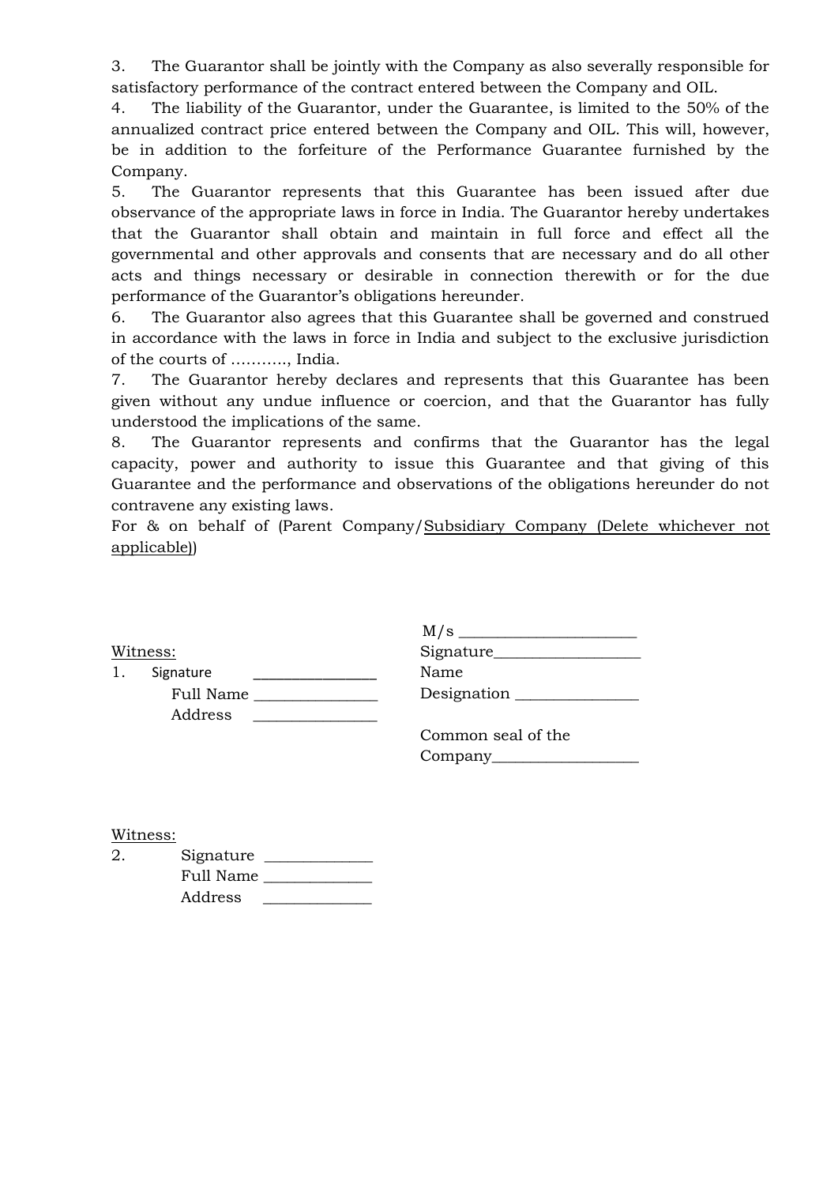3. The Guarantor shall be jointly with the Company as also severally responsible for satisfactory performance of the contract entered between the Company and OIL.

4. The liability of the Guarantor, under the Guarantee, is limited to the 50% of the annualized contract price entered between the Company and OIL. This will, however, be in addition to the forfeiture of the Performance Guarantee furnished by the Company.

5. The Guarantor represents that this Guarantee has been issued after due observance of the appropriate laws in force in India. The Guarantor hereby undertakes that the Guarantor shall obtain and maintain in full force and effect all the governmental and other approvals and consents that are necessary and do all other acts and things necessary or desirable in connection therewith or for the due performance of the Guarantor's obligations hereunder.

6. The Guarantor also agrees that this Guarantee shall be governed and construed in accordance with the laws in force in India and subject to the exclusive jurisdiction of the courts of ..........., India.

7. The Guarantor hereby declares and represents that this Guarantee has been given without any undue influence or coercion, and that the Guarantor has fully understood the implications of the same.

8. The Guarantor represents and confirms that the Guarantor has the legal capacity, power and authority to issue this Guarantee and that giving of this Guarantee and the performance and observations of the obligations hereunder do not contravene any existing laws.

For & on behalf of (Parent Company/Subsidiary Company (Delete whichever not applicable))

M/s ______________________

Signature__________________

Name

Designation _______________

Common seal of the Company__________________

Witness:

1. Signature _______________

   Full Name _______________

   Address _______________

Witness:

2. Signature _____________

   Full Name _____________

   Address _____________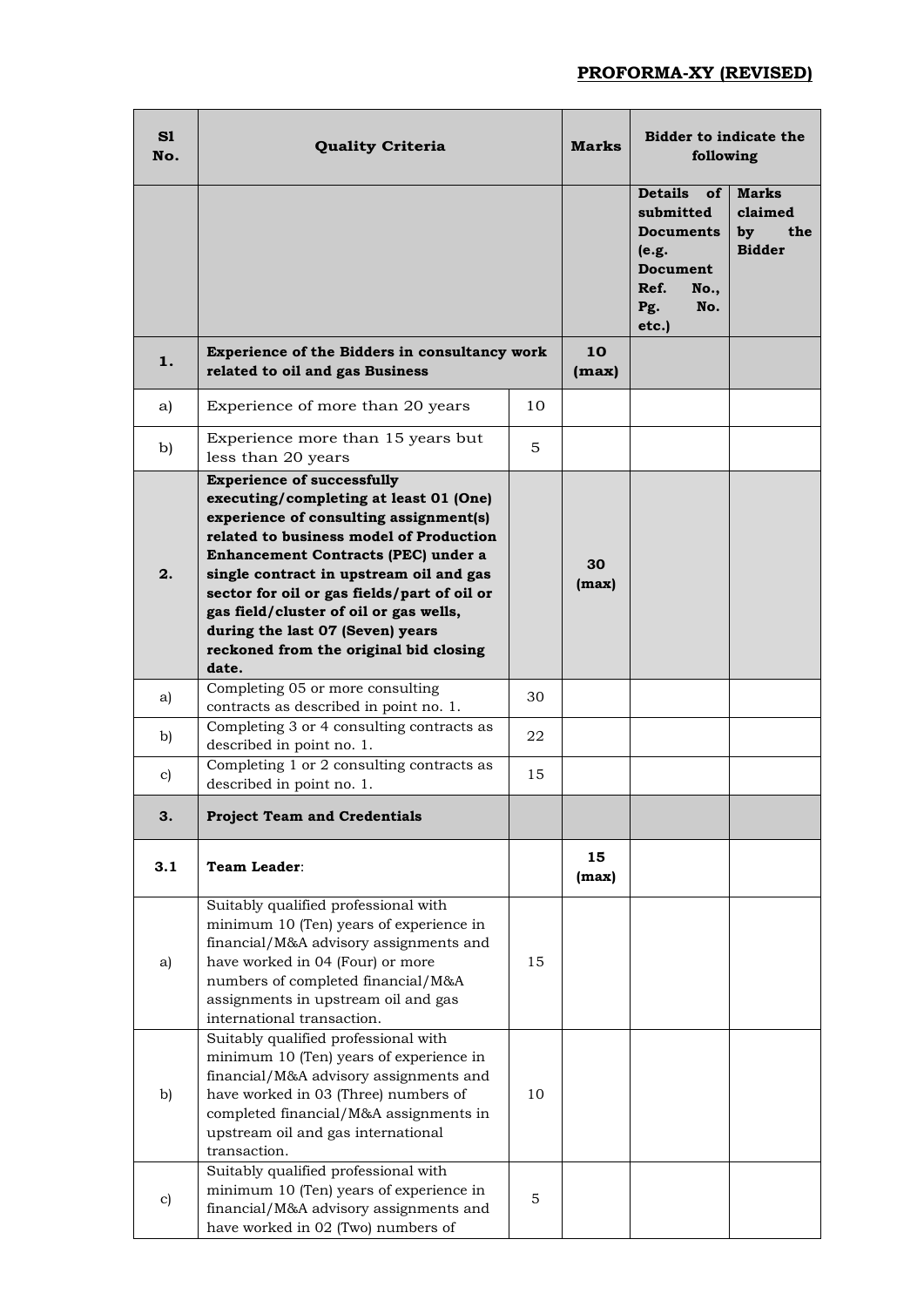**PROFORMA-XY (REVISED)**

| Sl No. | Quality Criteria | | Marks | Bidder to indicate the following | |
|---|---|---|---|---|---|
| | | | | **Details of submitted Documents (e.g. Document Ref. No., Pg. No. etc.)** | **Marks claimed by the Bidder** |
| **1.** | **Experience of the Bidders in consultancy work related to oil and gas Business** | | **10 (max)** | | |
| a) | Experience of more than 20 years | 10 | | | |
| b) | Experience more than 15 years but less than 20 years | 5 | | | |
| **2.** | **Experience of successfully executing/completing at least 01 (One) experience of consulting assignment(s) related to business model of Production Enhancement Contracts (PEC) under a single contract in upstream oil and gas sector for oil or gas fields/part of oil or gas field/cluster of oil or gas wells, during the last 07 (Seven) years reckoned from the original bid closing date.** | | **30 (max)** | | |
| a) | Completing 05 or more consulting contracts as described in point no. 1. | 30 | | | |
| b) | Completing 3 or 4 consulting contracts as described in point no. 1. | 22 | | | |
| c) | Completing 1 or 2 consulting contracts as described in point no. 1. | 15 | | | |
| **3.** | **Project Team and Credentials** | | | | |
| **3.1** | **Team Leader**: | | **15 (max)** | | |
| a) | Suitably qualified professional with minimum 10 (Ten) years of experience in financial/M&A advisory assignments and have worked in 04 (Four) or more numbers of completed financial/M&A assignments in upstream oil and gas international transaction. | 15 | | | |
| b) | Suitably qualified professional with minimum 10 (Ten) years of experience in financial/M&A advisory assignments and have worked in 03 (Three) numbers of completed financial/M&A assignments in upstream oil and gas international transaction. | 10 | | | |
| c) | Suitably qualified professional with minimum 10 (Ten) years of experience in financial/M&A advisory assignments and have worked in 02 (Two) numbers of | 5 | | | |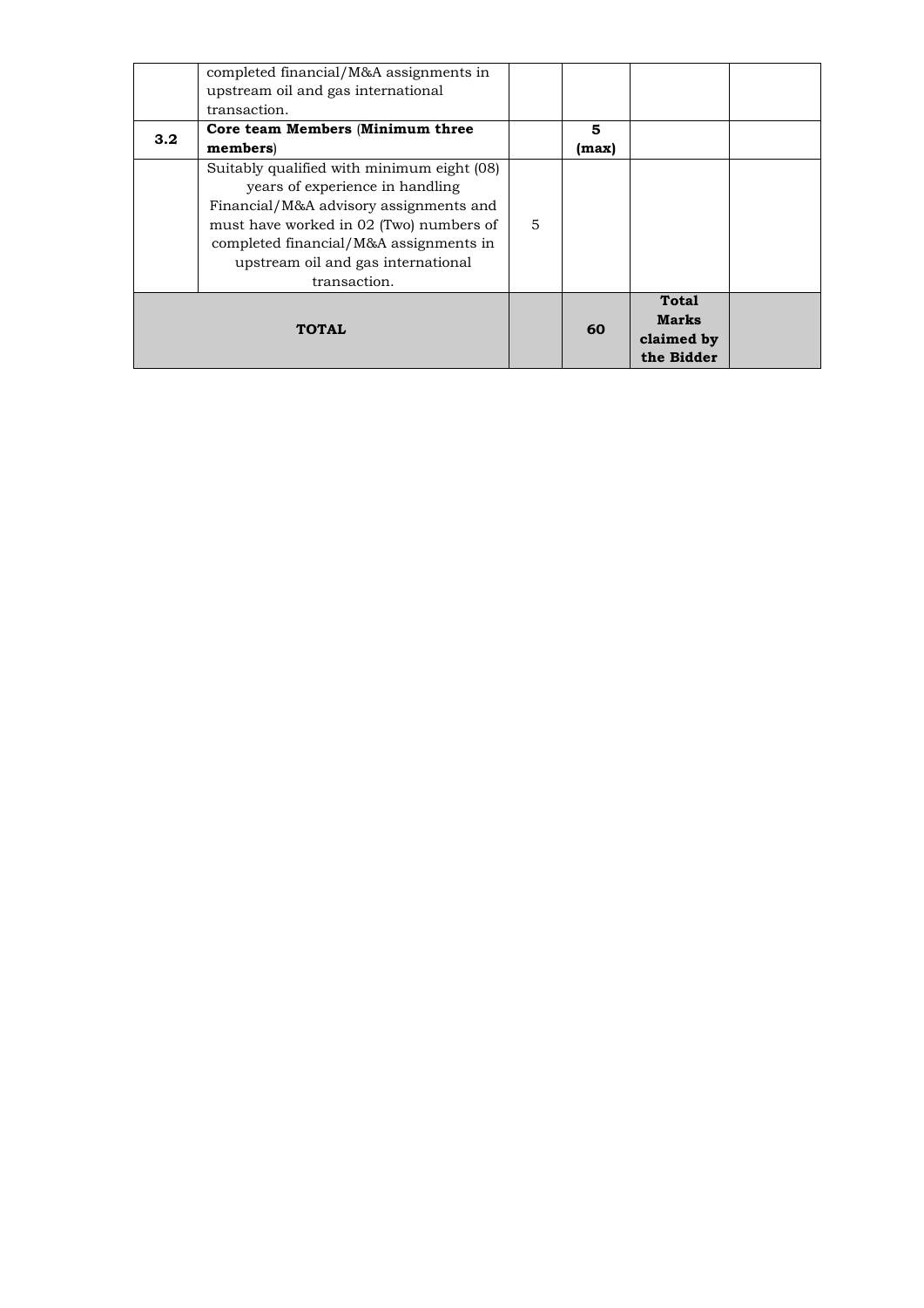| | | | | | |
|---|---|---|---|---|---|
| | completed financial/M&A assignments in upstream oil and gas international transaction. | | | | |
| **3.2** | **Core team Members** (**Minimum three members**) | | **5 (max)** | | |
| | Suitably qualified with minimum eight (08) years of experience in handling Financial/M&A advisory assignments and must have worked in 02 (Two) numbers of completed financial/M&A assignments in upstream oil and gas international transaction. | 5 | | | |
| **TOTAL** | | | **60** | **Total Marks claimed by the Bidder** | |